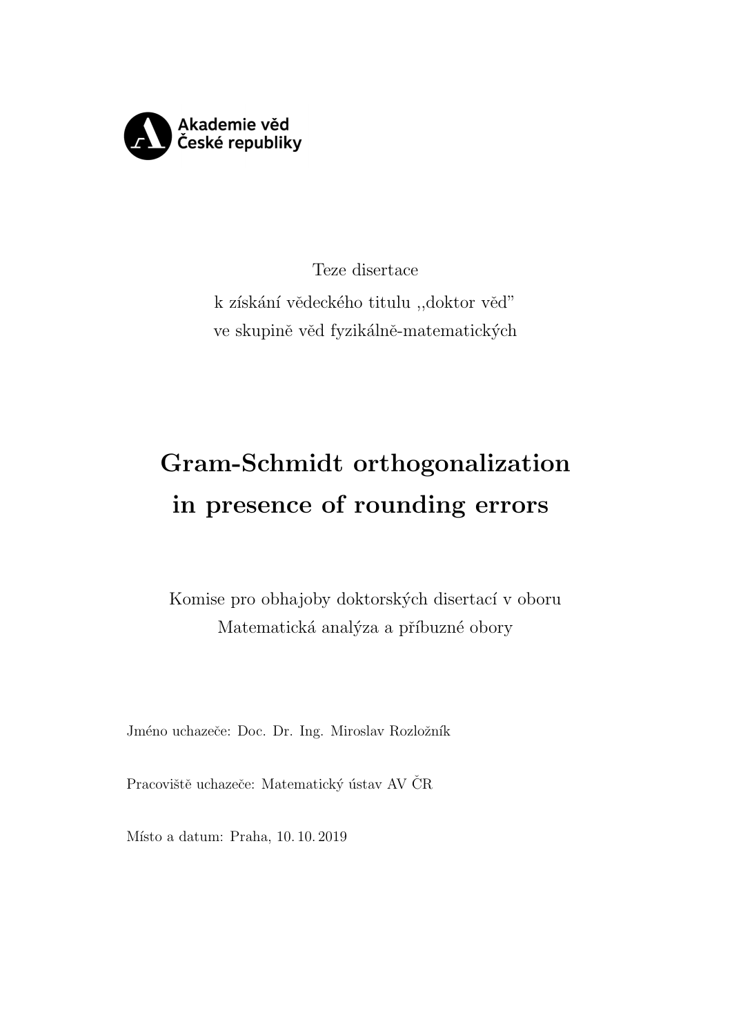Akademie věd
České republiky

Teze disertace
k získání vědeckého titulu ,,doktor věd"
ve skupině věd fyzikálně-matematických

# Gram-Schmidt orthogonalization in presence of rounding errors

Komise pro obhajoby doktorských disertací v oboru
Matematická analýza a příbuzné obory

Jméno uchazeče: Doc. Dr. Ing. Miroslav Rozložník

Pracoviště uchazeče: Matematický ústav AV ČR

Místo a datum: Praha, 10. 10. 2019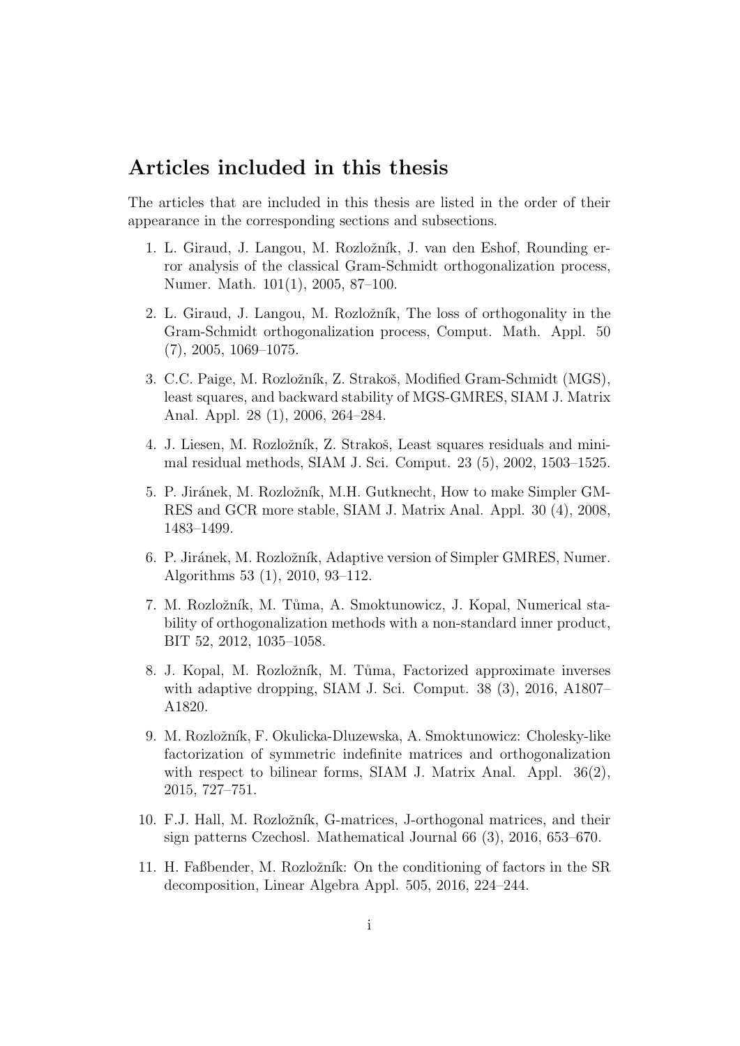## Articles included in this thesis

The articles that are included in this thesis are listed in the order of their appearance in the corresponding sections and subsections.

1. L. Giraud, J. Langou, M. Rozložník, J. van den Eshof, Rounding error analysis of the classical Gram-Schmidt orthogonalization process, Numer. Math. 101(1), 2005, 87–100.
2. L. Giraud, J. Langou, M. Rozložník, The loss of orthogonality in the Gram-Schmidt orthogonalization process, Comput. Math. Appl. 50 (7), 2005, 1069–1075.
3. C.C. Paige, M. Rozložník, Z. Strakoš, Modified Gram-Schmidt (MGS), least squares, and backward stability of MGS-GMRES, SIAM J. Matrix Anal. Appl. 28 (1), 2006, 264–284.
4. J. Liesen, M. Rozložník, Z. Strakoš, Least squares residuals and minimal residual methods, SIAM J. Sci. Comput. 23 (5), 2002, 1503–1525.
5. P. Jiránek, M. Rozložník, M.H. Gutknecht, How to make Simpler GMRES and GCR more stable, SIAM J. Matrix Anal. Appl. 30 (4), 2008, 1483–1499.
6. P. Jiránek, M. Rozložník, Adaptive version of Simpler GMRES, Numer. Algorithms 53 (1), 2010, 93–112.
7. M. Rozložník, M. Tůma, A. Smoktunowicz, J. Kopal, Numerical stability of orthogonalization methods with a non-standard inner product, BIT 52, 2012, 1035–1058.
8. J. Kopal, M. Rozložník, M. Tůma, Factorized approximate inverses with adaptive dropping, SIAM J. Sci. Comput. 38 (3), 2016, A1807–A1820.
9. M. Rozložník, F. Okulicka-Dluzewska, A. Smoktunowicz: Cholesky-like factorization of symmetric indefinite matrices and orthogonalization with respect to bilinear forms, SIAM J. Matrix Anal. Appl. 36(2), 2015, 727–751.
10. F.J. Hall, M. Rozložník, G-matrices, J-orthogonal matrices, and their sign patterns Czechosl. Mathematical Journal 66 (3), 2016, 653–670.
11. H. Faßbender, M. Rozložník: On the conditioning of factors in the SR decomposition, Linear Algebra Appl. 505, 2016, 224–244.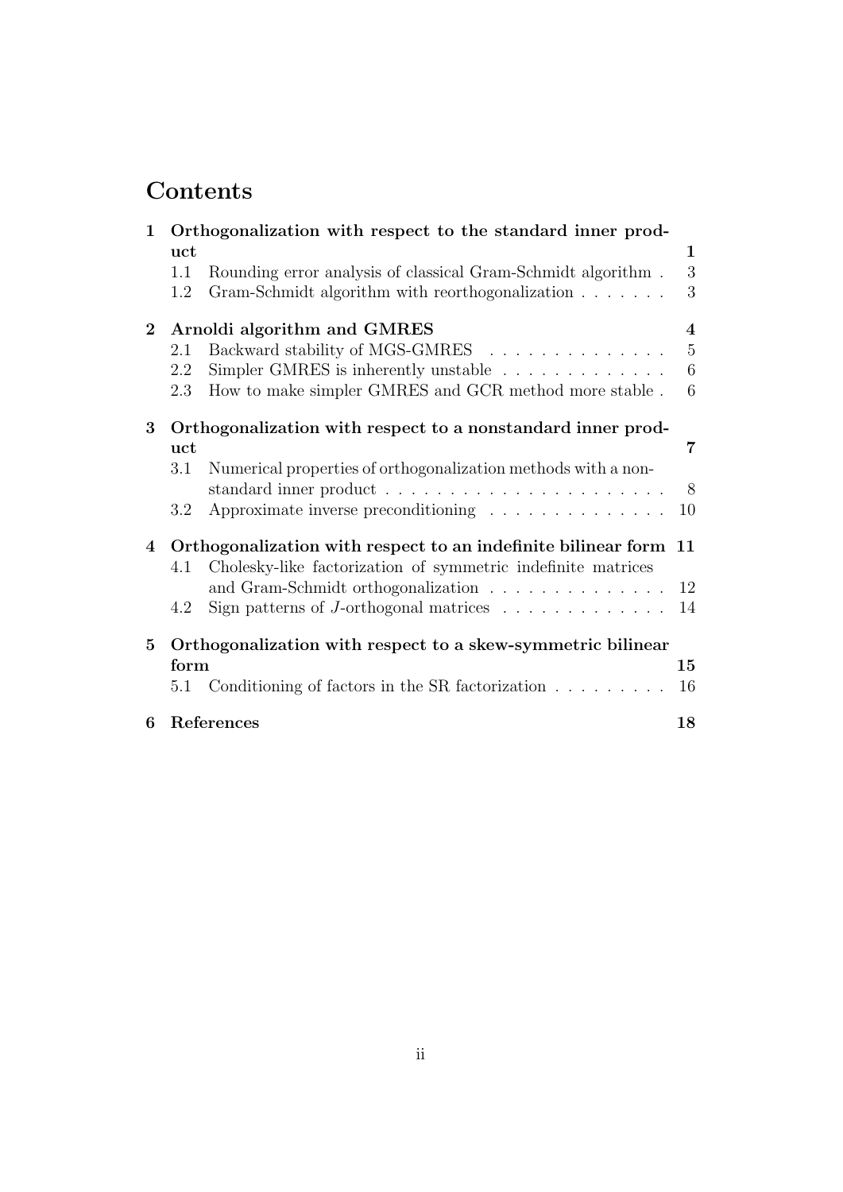# Contents

**1 Orthogonalization with respect to the standard inner product** — **1**
- 1.1 Rounding error analysis of classical Gram-Schmidt algorithm — 3
- 1.2 Gram-Schmidt algorithm with reorthogonalization — 3

**2 Arnoldi algorithm and GMRES** — **4**
- 2.1 Backward stability of MGS-GMRES — 5
- 2.2 Simpler GMRES is inherently unstable — 6
- 2.3 How to make simpler GMRES and GCR method more stable — 6

**3 Orthogonalization with respect to a nonstandard inner product** — **7**
- 3.1 Numerical properties of orthogonalization methods with a nonstandard inner product — 8
- 3.2 Approximate inverse preconditioning — 10

**4 Orthogonalization with respect to an indefinite bilinear form** — **11**
- 4.1 Cholesky-like factorization of symmetric indefinite matrices and Gram-Schmidt orthogonalization — 12
- 4.2 Sign patterns of $J$-orthogonal matrices — 14

**5 Orthogonalization with respect to a skew-symmetric bilinear form** — **15**
- 5.1 Conditioning of factors in the SR factorization — 16

**6 References** — **18**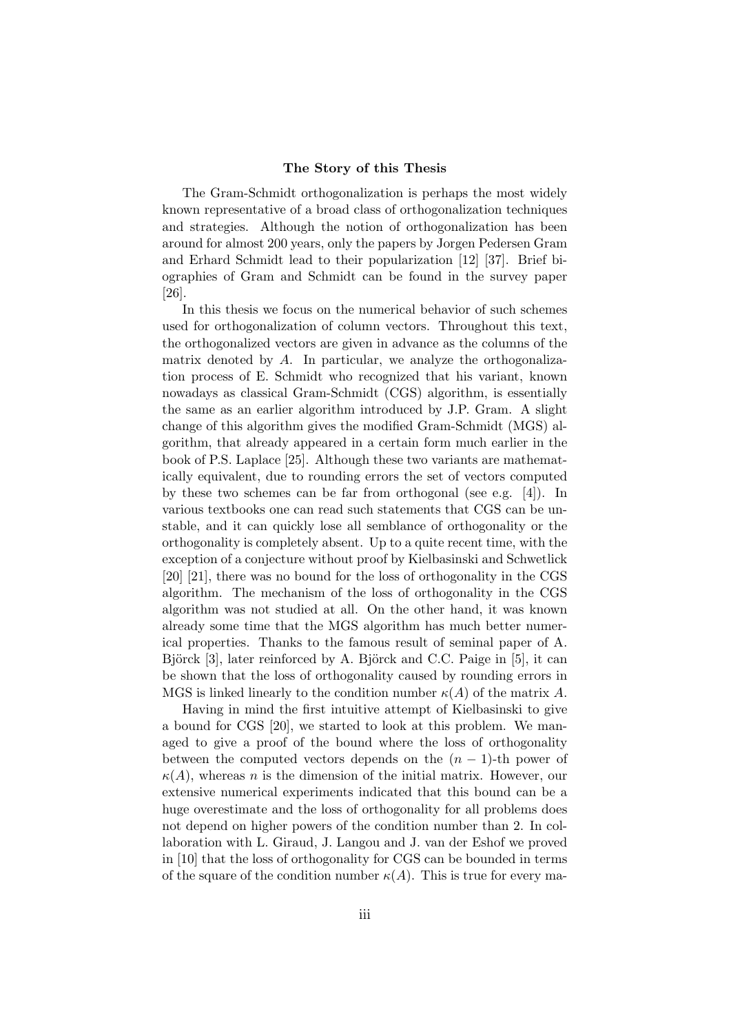## The Story of this Thesis

The Gram-Schmidt orthogonalization is perhaps the most widely known representative of a broad class of orthogonalization techniques and strategies. Although the notion of orthogonalization has been around for almost 200 years, only the papers by Jorgen Pedersen Gram and Erhard Schmidt lead to their popularization [12] [37]. Brief biographies of Gram and Schmidt can be found in the survey paper [26].

In this thesis we focus on the numerical behavior of such schemes used for orthogonalization of column vectors. Throughout this text, the orthogonalized vectors are given in advance as the columns of the matrix denoted by $A$. In particular, we analyze the orthogonalization process of E. Schmidt who recognized that his variant, known nowadays as classical Gram-Schmidt (CGS) algorithm, is essentially the same as an earlier algorithm introduced by J.P. Gram. A slight change of this algorithm gives the modified Gram-Schmidt (MGS) algorithm, that already appeared in a certain form much earlier in the book of P.S. Laplace [25]. Although these two variants are mathematically equivalent, due to rounding errors the set of vectors computed by these two schemes can be far from orthogonal (see e.g. [4]). In various textbooks one can read such statements that CGS can be unstable, and it can quickly lose all semblance of orthogonality or the orthogonality is completely absent. Up to a quite recent time, with the exception of a conjecture without proof by Kielbasinski and Schwetlick [20] [21], there was no bound for the loss of orthogonality in the CGS algorithm. The mechanism of the loss of orthogonality in the CGS algorithm was not studied at all. On the other hand, it was known already some time that the MGS algorithm has much better numerical properties. Thanks to the famous result of seminal paper of A. Björck [3], later reinforced by A. Björck and C.C. Paige in [5], it can be shown that the loss of orthogonality caused by rounding errors in MGS is linked linearly to the condition number $\kappa(A)$ of the matrix $A$.

Having in mind the first intuitive attempt of Kielbasinski to give a bound for CGS [20], we started to look at this problem. We managed to give a proof of the bound where the loss of orthogonality between the computed vectors depends on the $(n-1)$-th power of $\kappa(A)$, whereas $n$ is the dimension of the initial matrix. However, our extensive numerical experiments indicated that this bound can be a huge overestimate and the loss of orthogonality for all problems does not depend on higher powers of the condition number than 2. In collaboration with L. Giraud, J. Langou and J. van der Eshof we proved in [10] that the loss of orthogonality for CGS can be bounded in terms of the square of the condition number $\kappa(A)$. This is true for every ma-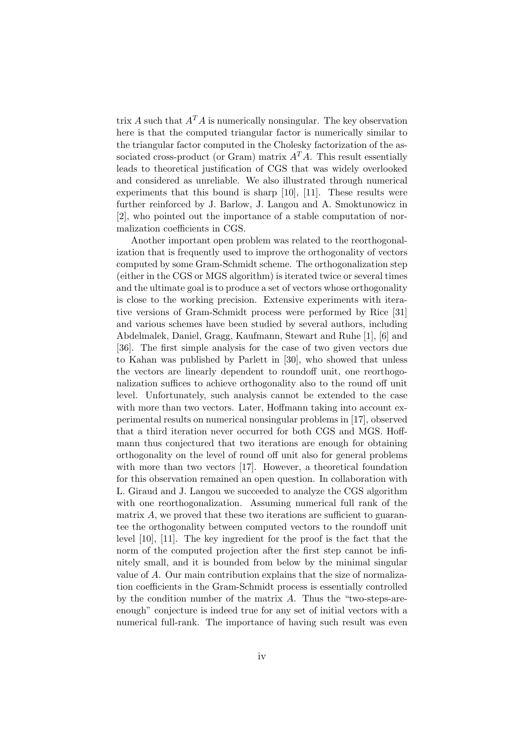trix $A$ such that $A^T A$ is numerically nonsingular. The key observation here is that the computed triangular factor is numerically similar to the triangular factor computed in the Cholesky factorization of the associated cross-product (or Gram) matrix $A^T A$. This result essentially leads to theoretical justification of CGS that was widely overlooked and considered as unreliable. We also illustrated through numerical experiments that this bound is sharp [10], [11]. These results were further reinforced by J. Barlow, J. Langou and A. Smoktunowicz in [2], who pointed out the importance of a stable computation of normalization coefficients in CGS.

Another important open problem was related to the reorthogonalization that is frequently used to improve the orthogonality of vectors computed by some Gram-Schmidt scheme. The orthogonalization step (either in the CGS or MGS algorithm) is iterated twice or several times and the ultimate goal is to produce a set of vectors whose orthogonality is close to the working precision. Extensive experiments with iterative versions of Gram-Schmidt process were performed by Rice [31] and various schemes have been studied by several authors, including Abdelmalek, Daniel, Gragg, Kaufmann, Stewart and Ruhe [1], [6] and [36]. The first simple analysis for the case of two given vectors due to Kahan was published by Parlett in [30], who showed that unless the vectors are linearly dependent to roundoff unit, one reorthogonalization suffices to achieve orthogonality also to the round off unit level. Unfortunately, such analysis cannot be extended to the case with more than two vectors. Later, Hoffmann taking into account experimental results on numerical nonsingular problems in [17], observed that a third iteration never occurred for both CGS and MGS. Hoffmann thus conjectured that two iterations are enough for obtaining orthogonality on the level of round off unit also for general problems with more than two vectors [17]. However, a theoretical foundation for this observation remained an open question. In collaboration with L. Giraud and J. Langou we succeeded to analyze the CGS algorithm with one reorthogonalization. Assuming numerical full rank of the matrix $A$, we proved that these two iterations are sufficient to guarantee the orthogonality between computed vectors to the roundoff unit level [10], [11]. The key ingredient for the proof is the fact that the norm of the computed projection after the first step cannot be infinitely small, and it is bounded from below by the minimal singular value of $A$. Our main contribution explains that the size of normalization coefficients in the Gram-Schmidt process is essentially controlled by the condition number of the matrix $A$. Thus the "two-steps-are-enough" conjecture is indeed true for any set of initial vectors with a numerical full-rank. The importance of having such result was even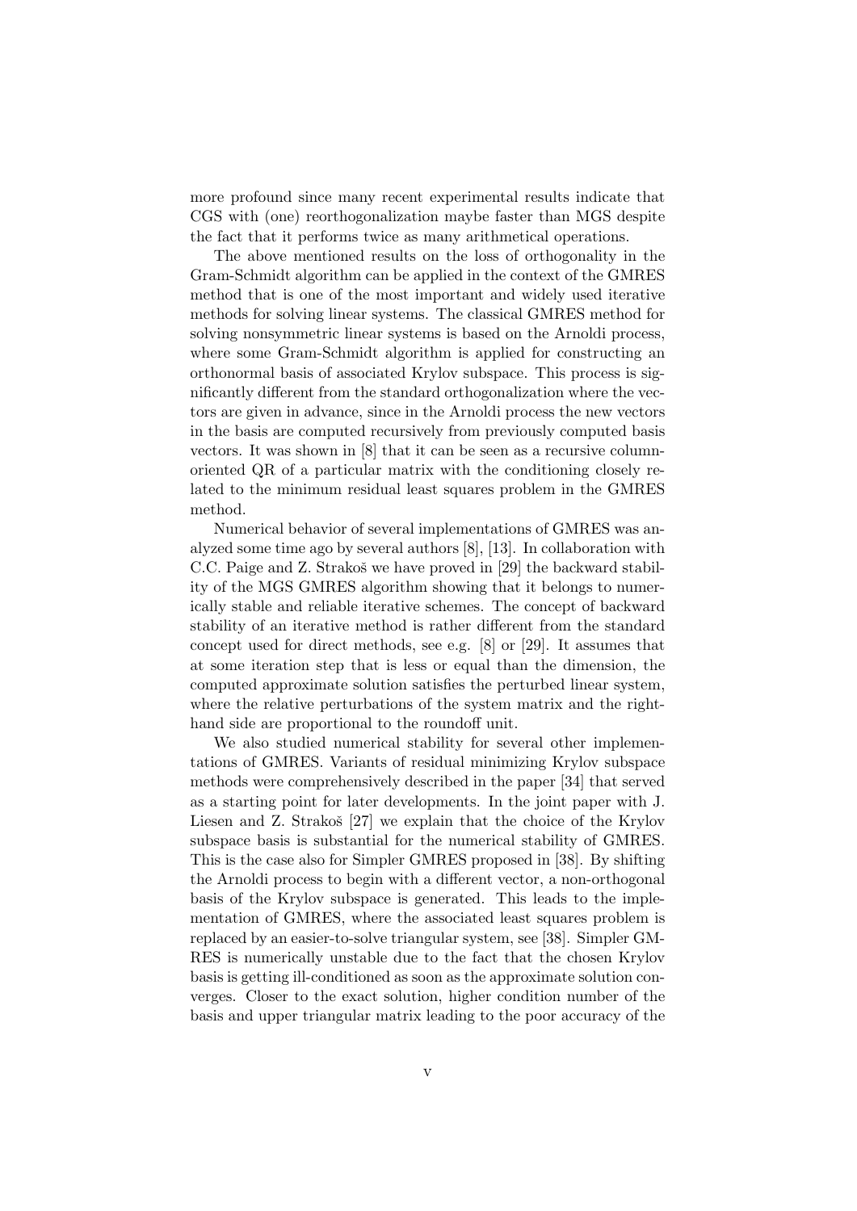more profound since many recent experimental results indicate that CGS with (one) reorthogonalization maybe faster than MGS despite the fact that it performs twice as many arithmetical operations.

The above mentioned results on the loss of orthogonality in the Gram-Schmidt algorithm can be applied in the context of the GMRES method that is one of the most important and widely used iterative methods for solving linear systems. The classical GMRES method for solving nonsymmetric linear systems is based on the Arnoldi process, where some Gram-Schmidt algorithm is applied for constructing an orthonormal basis of associated Krylov subspace. This process is significantly different from the standard orthogonalization where the vectors are given in advance, since in the Arnoldi process the new vectors in the basis are computed recursively from previously computed basis vectors. It was shown in [8] that it can be seen as a recursive column-oriented QR of a particular matrix with the conditioning closely related to the minimum residual least squares problem in the GMRES method.

Numerical behavior of several implementations of GMRES was analyzed some time ago by several authors [8], [13]. In collaboration with C.C. Paige and Z. Strakoš we have proved in [29] the backward stability of the MGS GMRES algorithm showing that it belongs to numerically stable and reliable iterative schemes. The concept of backward stability of an iterative method is rather different from the standard concept used for direct methods, see e.g. [8] or [29]. It assumes that at some iteration step that is less or equal than the dimension, the computed approximate solution satisfies the perturbed linear system, where the relative perturbations of the system matrix and the right-hand side are proportional to the roundoff unit.

We also studied numerical stability for several other implementations of GMRES. Variants of residual minimizing Krylov subspace methods were comprehensively described in the paper [34] that served as a starting point for later developments. In the joint paper with J. Liesen and Z. Strakoš [27] we explain that the choice of the Krylov subspace basis is substantial for the numerical stability of GMRES. This is the case also for Simpler GMRES proposed in [38]. By shifting the Arnoldi process to begin with a different vector, a non-orthogonal basis of the Krylov subspace is generated. This leads to the implementation of GMRES, where the associated least squares problem is replaced by an easier-to-solve triangular system, see [38]. Simpler GMRES is numerically unstable due to the fact that the chosen Krylov basis is getting ill-conditioned as soon as the approximate solution converges. Closer to the exact solution, higher condition number of the basis and upper triangular matrix leading to the poor accuracy of the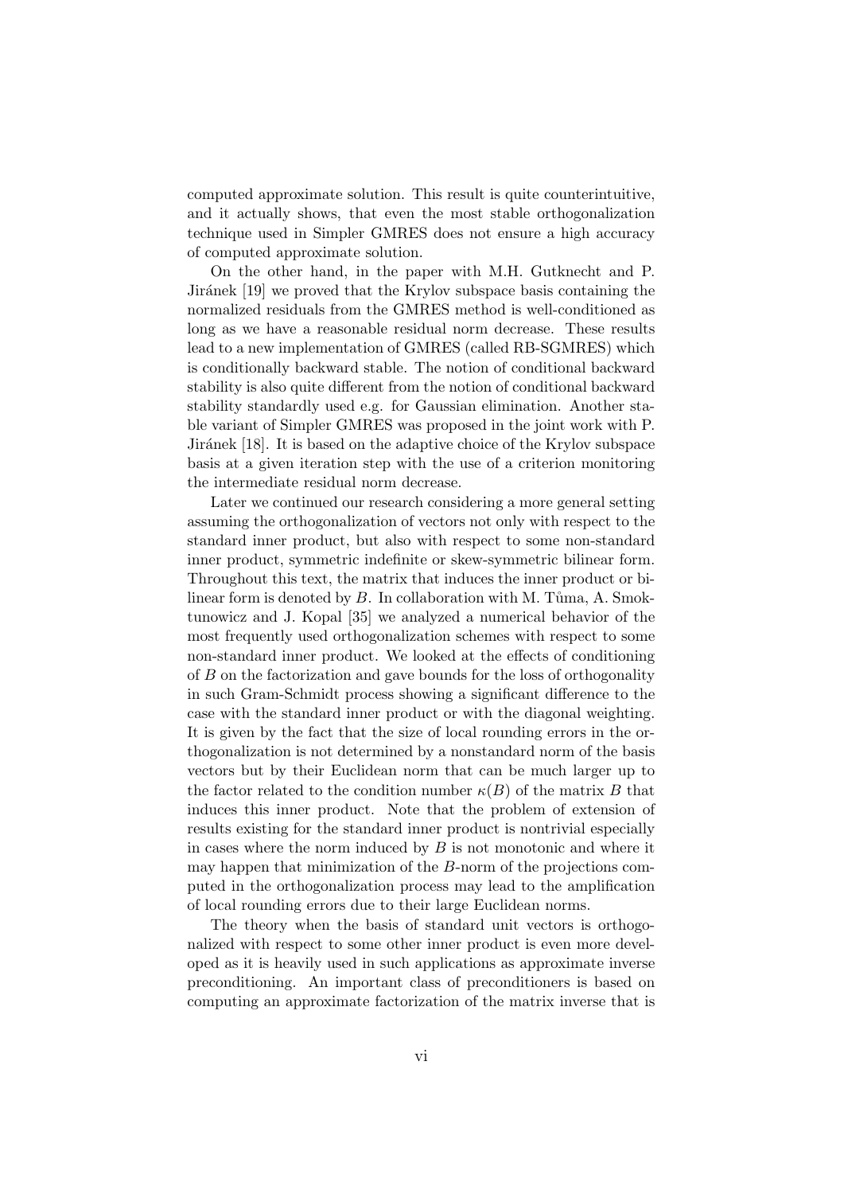computed approximate solution. This result is quite counterintuitive, and it actually shows, that even the most stable orthogonalization technique used in Simpler GMRES does not ensure a high accuracy of computed approximate solution.

On the other hand, in the paper with M.H. Gutknecht and P. Jiránek [19] we proved that the Krylov subspace basis containing the normalized residuals from the GMRES method is well-conditioned as long as we have a reasonable residual norm decrease. These results lead to a new implementation of GMRES (called RB-SGMRES) which is conditionally backward stable. The notion of conditional backward stability is also quite different from the notion of conditional backward stability standardly used e.g. for Gaussian elimination. Another stable variant of Simpler GMRES was proposed in the joint work with P. Jiránek [18]. It is based on the adaptive choice of the Krylov subspace basis at a given iteration step with the use of a criterion monitoring the intermediate residual norm decrease.

Later we continued our research considering a more general setting assuming the orthogonalization of vectors not only with respect to the standard inner product, but also with respect to some non-standard inner product, symmetric indefinite or skew-symmetric bilinear form. Throughout this text, the matrix that induces the inner product or bilinear form is denoted by $B$. In collaboration with M. Tůma, A. Smoktunowicz and J. Kopal [35] we analyzed a numerical behavior of the most frequently used orthogonalization schemes with respect to some non-standard inner product. We looked at the effects of conditioning of $B$ on the factorization and gave bounds for the loss of orthogonality in such Gram-Schmidt process showing a significant difference to the case with the standard inner product or with the diagonal weighting. It is given by the fact that the size of local rounding errors in the orthogonalization is not determined by a nonstandard norm of the basis vectors but by their Euclidean norm that can be much larger up to the factor related to the condition number $\kappa(B)$ of the matrix $B$ that induces this inner product. Note that the problem of extension of results existing for the standard inner product is nontrivial especially in cases where the norm induced by $B$ is not monotonic and where it may happen that minimization of the $B$-norm of the projections computed in the orthogonalization process may lead to the amplification of local rounding errors due to their large Euclidean norms.

The theory when the basis of standard unit vectors is orthogonalized with respect to some other inner product is even more developed as it is heavily used in such applications as approximate inverse preconditioning. An important class of preconditioners is based on computing an approximate factorization of the matrix inverse that is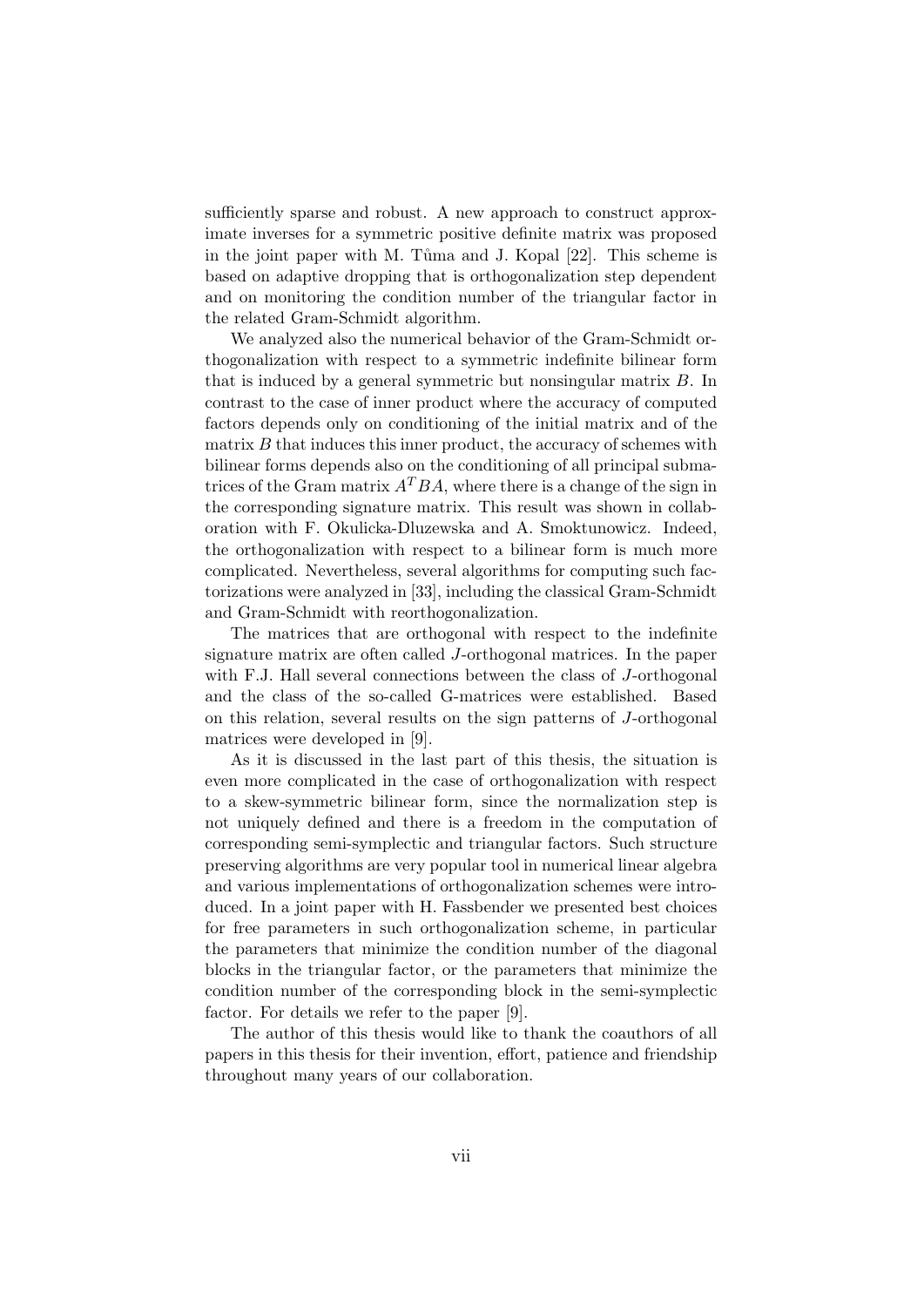sufficiently sparse and robust. A new approach to construct approximate inverses for a symmetric positive definite matrix was proposed in the joint paper with M. Tůma and J. Kopal [22]. This scheme is based on adaptive dropping that is orthogonalization step dependent and on monitoring the condition number of the triangular factor in the related Gram-Schmidt algorithm.

We analyzed also the numerical behavior of the Gram-Schmidt orthogonalization with respect to a symmetric indefinite bilinear form that is induced by a general symmetric but nonsingular matrix $B$. In contrast to the case of inner product where the accuracy of computed factors depends only on conditioning of the initial matrix and of the matrix $B$ that induces this inner product, the accuracy of schemes with bilinear forms depends also on the conditioning of all principal submatrices of the Gram matrix $A^T BA$, where there is a change of the sign in the corresponding signature matrix. This result was shown in collaboration with F. Okulicka-Dluzewska and A. Smoktunowicz. Indeed, the orthogonalization with respect to a bilinear form is much more complicated. Nevertheless, several algorithms for computing such factorizations were analyzed in [33], including the classical Gram-Schmidt and Gram-Schmidt with reorthogonalization.

The matrices that are orthogonal with respect to the indefinite signature matrix are often called $J$-orthogonal matrices. In the paper with F.J. Hall several connections between the class of $J$-orthogonal and the class of the so-called G-matrices were established. Based on this relation, several results on the sign patterns of $J$-orthogonal matrices were developed in [9].

As it is discussed in the last part of this thesis, the situation is even more complicated in the case of orthogonalization with respect to a skew-symmetric bilinear form, since the normalization step is not uniquely defined and there is a freedom in the computation of corresponding semi-symplectic and triangular factors. Such structure preserving algorithms are very popular tool in numerical linear algebra and various implementations of orthogonalization schemes were introduced. In a joint paper with H. Fassbender we presented best choices for free parameters in such orthogonalization scheme, in particular the parameters that minimize the condition number of the diagonal blocks in the triangular factor, or the parameters that minimize the condition number of the corresponding block in the semi-symplectic factor. For details we refer to the paper [9].

The author of this thesis would like to thank the coauthors of all papers in this thesis for their invention, effort, patience and friendship throughout many years of our collaboration.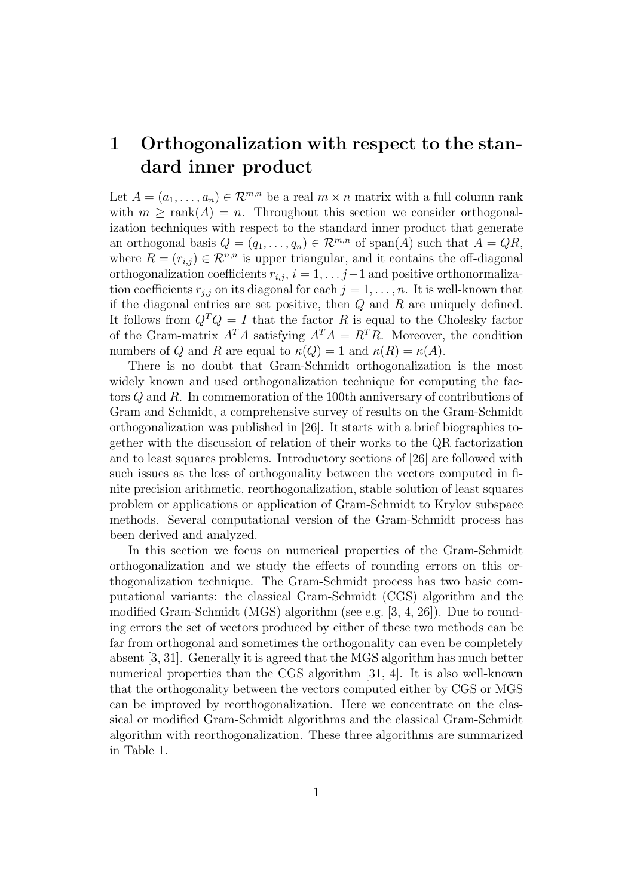# 1 Orthogonalization with respect to the standard inner product

Let $A = (a_1, \dots, a_n) \in \mathcal{R}^{m,n}$ be a real $m \times n$ matrix with a full column rank with $m \geq \mathrm{rank}(A) = n$. Throughout this section we consider orthogonalization techniques with respect to the standard inner product that generate an orthogonal basis $Q = (q_1, \dots, q_n) \in \mathcal{R}^{m,n}$ of span($A$) such that $A = QR$, where $R = (r_{i,j}) \in \mathcal{R}^{n,n}$ is upper triangular, and it contains the off-diagonal orthogonalization coefficients $r_{i,j}$, $i = 1, \dots j-1$ and positive orthonormalization coefficients $r_{j,j}$ on its diagonal for each $j = 1, \dots, n$. It is well-known that if the diagonal entries are set positive, then $Q$ and $R$ are uniquely defined. It follows from $Q^T Q = I$ that the factor $R$ is equal to the Cholesky factor of the Gram-matrix $A^T A$ satisfying $A^T A = R^T R$. Moreover, the condition numbers of $Q$ and $R$ are equal to $\kappa(Q) = 1$ and $\kappa(R) = \kappa(A)$.

There is no doubt that Gram-Schmidt orthogonalization is the most widely known and used orthogonalization technique for computing the factors $Q$ and $R$. In commemoration of the 100th anniversary of contributions of Gram and Schmidt, a comprehensive survey of results on the Gram-Schmidt orthogonalization was published in [26]. It starts with a brief biographies together with the discussion of relation of their works to the QR factorization and to least squares problems. Introductory sections of [26] are followed with such issues as the loss of orthogonality between the vectors computed in finite precision arithmetic, reorthogonalization, stable solution of least squares problem or applications or application of Gram-Schmidt to Krylov subspace methods. Several computational version of the Gram-Schmidt process has been derived and analyzed.

In this section we focus on numerical properties of the Gram-Schmidt orthogonalization and we study the effects of rounding errors on this orthogonalization technique. The Gram-Schmidt process has two basic computational variants: the classical Gram-Schmidt (CGS) algorithm and the modified Gram-Schmidt (MGS) algorithm (see e.g. [3, 4, 26]). Due to rounding errors the set of vectors produced by either of these two methods can be far from orthogonal and sometimes the orthogonality can even be completely absent [3, 31]. Generally it is agreed that the MGS algorithm has much better numerical properties than the CGS algorithm [31, 4]. It is also well-known that the orthogonality between the vectors computed either by CGS or MGS can be improved by reorthogonalization. Here we concentrate on the classical or modified Gram-Schmidt algorithms and the classical Gram-Schmidt algorithm with reorthogonalization. These three algorithms are summarized in Table 1.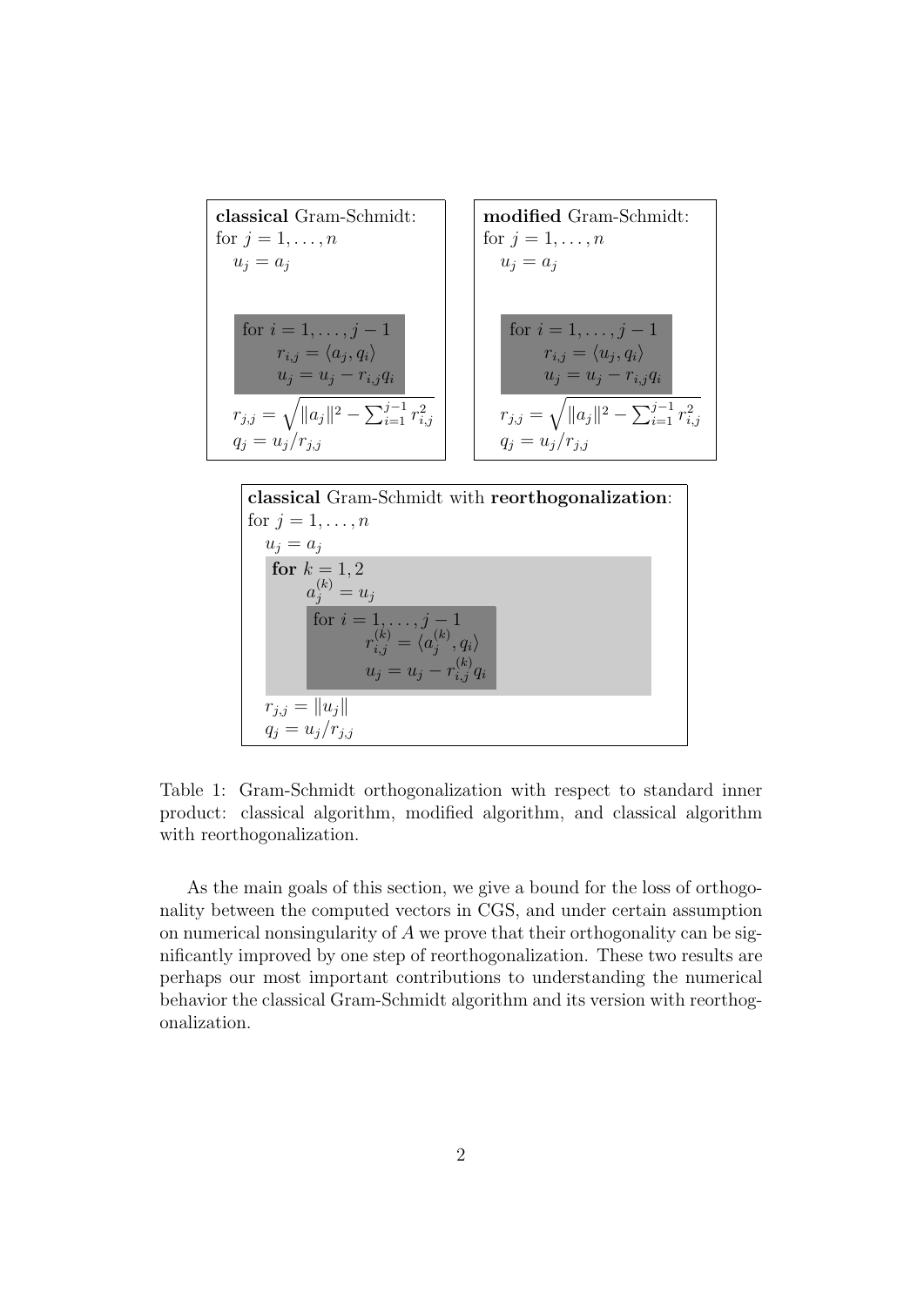**classical** Gram-Schmidt:

for $j = 1, \ldots, n$
  $u_j = a_j$
  for $i = 1, \ldots, j-1$
    $r_{i,j} = \langle a_j, q_i \rangle$
    $u_j = u_j - r_{i,j} q_i$
  $r_{j,j} = \sqrt{\|a_j\|^2 - \sum_{i=1}^{j-1} r_{i,j}^2}$
  $q_j = u_j / r_{j,j}$

**modified** Gram-Schmidt:

for $j = 1, \ldots, n$
  $u_j = a_j$
  for $i = 1, \ldots, j-1$
    $r_{i,j} = \langle u_j, q_i \rangle$
    $u_j = u_j - r_{i,j} q_i$
  $r_{j,j} = \sqrt{\|a_j\|^2 - \sum_{i=1}^{j-1} r_{i,j}^2}$
  $q_j = u_j / r_{j,j}$

**classical** Gram-Schmidt with **reorthogonalization**:

for $j = 1, \ldots, n$
  $u_j = a_j$
  **for** $k = 1, 2$
    $a_j^{(k)} = u_j$
    for $i = 1, \ldots, j-1$
      $r_{i,j}^{(k)} = \langle a_j^{(k)}, q_i \rangle$
      $u_j = u_j - r_{i,j}^{(k)} q_i$
  $r_{j,j} = \|u_j\|$
  $q_j = u_j / r_{j,j}$

Table 1: Gram-Schmidt orthogonalization with respect to standard inner product: classical algorithm, modified algorithm, and classical algorithm with reorthogonalization.

As the main goals of this section, we give a bound for the loss of orthogonality between the computed vectors in CGS, and under certain assumption on numerical nonsingularity of $A$ we prove that their orthogonality can be significantly improved by one step of reorthogonalization. These two results are perhaps our most important contributions to understanding the numerical behavior the classical Gram-Schmidt algorithm and its version with reorthogonalization.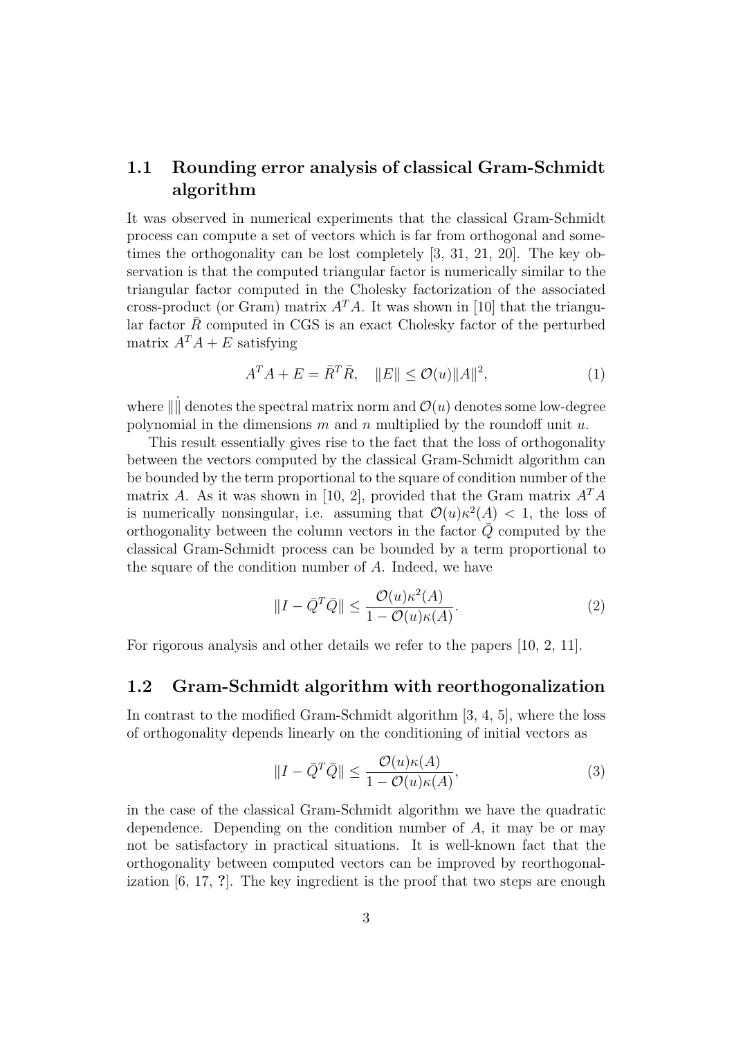### 1.1 Rounding error analysis of classical Gram-Schmidt algorithm

It was observed in numerical experiments that the classical Gram-Schmidt process can compute a set of vectors which is far from orthogonal and sometimes the orthogonality can be lost completely [3, 31, 21, 20]. The key observation is that the computed triangular factor is numerically similar to the triangular factor computed in the Cholesky factorization of the associated cross-product (or Gram) matrix $A^T A$. It was shown in [10] that the triangular factor $\bar{R}$ computed in CGS is an exact Cholesky factor of the perturbed matrix $A^T A + E$ satisfying

$$A^T A + E = \bar{R}^T \bar{R}, \quad \|E\| \leq \mathcal{O}(u)\|A\|^2, \tag{1}$$

where $\|\dot{\|}$ denotes the spectral matrix norm and $\mathcal{O}(u)$ denotes some low-degree polynomial in the dimensions $m$ and $n$ multiplied by the roundoff unit $u$.

This result essentially gives rise to the fact that the loss of orthogonality between the vectors computed by the classical Gram-Schmidt algorithm can be bounded by the term proportional to the square of condition number of the matrix $A$. As it was shown in [10, 2], provided that the Gram matrix $A^T A$ is numerically nonsingular, i.e. assuming that $\mathcal{O}(u)\kappa^2(A) < 1$, the loss of orthogonality between the column vectors in the factor $\bar{Q}$ computed by the classical Gram-Schmidt process can be bounded by a term proportional to the square of the condition number of $A$. Indeed, we have

$$\|I - \bar{Q}^T \bar{Q}\| \leq \frac{\mathcal{O}(u)\kappa^2(A)}{1 - \mathcal{O}(u)\kappa(A)}. \tag{2}$$

For rigorous analysis and other details we refer to the papers [10, 2, 11].

### 1.2 Gram-Schmidt algorithm with reorthogonalization

In contrast to the modified Gram-Schmidt algorithm [3, 4, 5], where the loss of orthogonality depends linearly on the conditioning of initial vectors as

$$\|I - \bar{Q}^T \bar{Q}\| \leq \frac{\mathcal{O}(u)\kappa(A)}{1 - \mathcal{O}(u)\kappa(A)}, \tag{3}$$

in the case of the classical Gram-Schmidt algorithm we have the quadratic dependence. Depending on the condition number of $A$, it may be or may not be satisfactory in practical situations. It is well-known fact that the orthogonality between computed vectors can be improved by reorthogonalization [6, 17, **?**]. The key ingredient is the proof that two steps are enough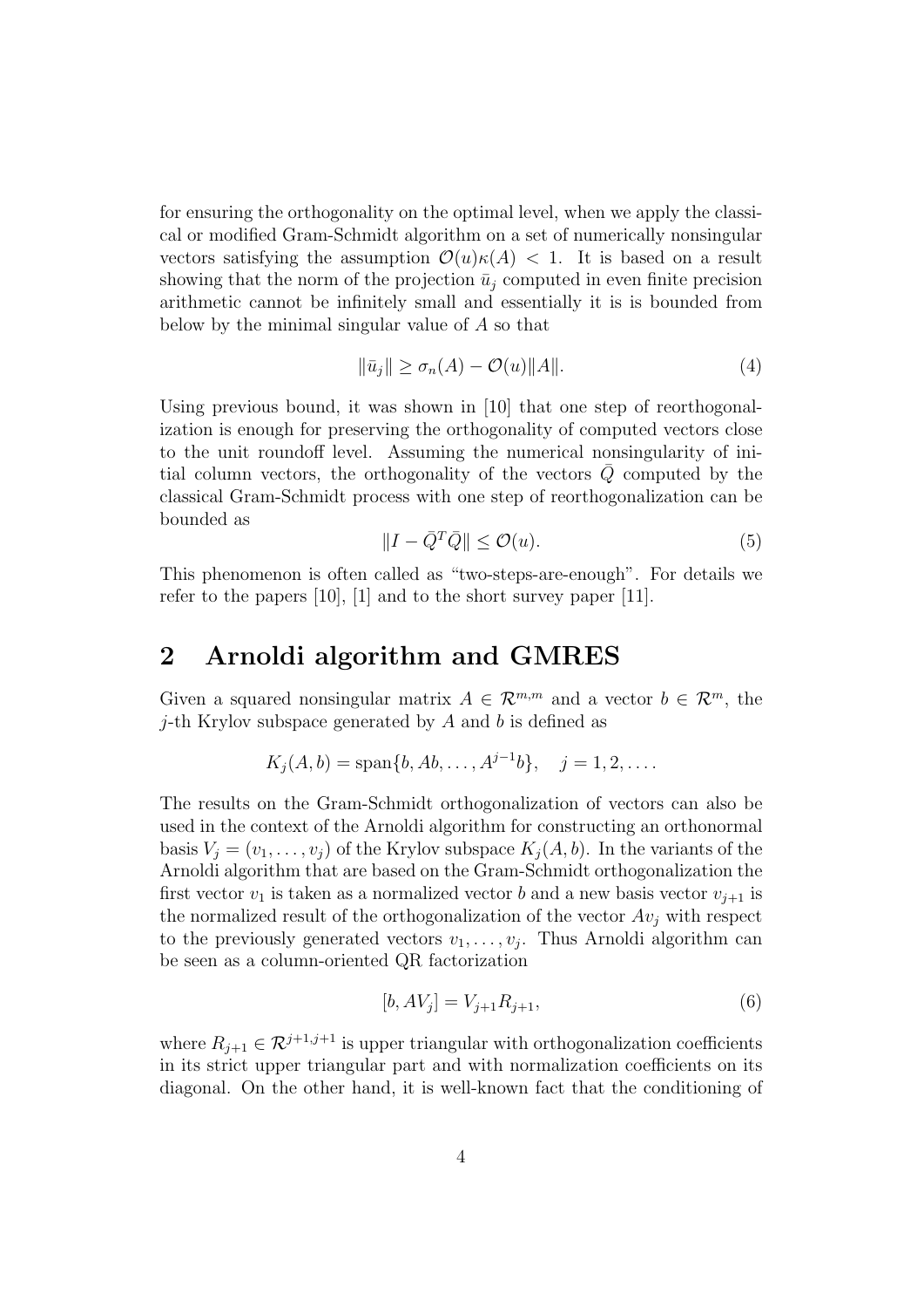for ensuring the orthogonality on the optimal level, when we apply the classical or modified Gram-Schmidt algorithm on a set of numerically nonsingular vectors satisfying the assumption $\mathcal{O}(u)\kappa(A) < 1$. It is based on a result showing that the norm of the projection $\bar{u}_j$ computed in even finite precision arithmetic cannot be infinitely small and essentially it is is bounded from below by the minimal singular value of $A$ so that

$$\|\bar{u}_j\| \geq \sigma_n(A) - \mathcal{O}(u)\|A\|. \tag{4}$$

Using previous bound, it was shown in [10] that one step of reorthogonalization is enough for preserving the orthogonality of computed vectors close to the unit roundoff level. Assuming the numerical nonsingularity of initial column vectors, the orthogonality of the vectors $\bar{Q}$ computed by the classical Gram-Schmidt process with one step of reorthogonalization can be bounded as

$$\|I - \bar{Q}^T\bar{Q}\| \leq \mathcal{O}(u). \tag{5}$$

This phenomenon is often called as "two-steps-are-enough". For details we refer to the papers [10], [1] and to the short survey paper [11].

## 2 Arnoldi algorithm and GMRES

Given a squared nonsingular matrix $A \in \mathcal{R}^{m,m}$ and a vector $b \in \mathcal{R}^m$, the $j$-th Krylov subspace generated by $A$ and $b$ is defined as

$$K_j(A, b) = \text{span}\{b, Ab, \ldots, A^{j-1}b\}, \quad j = 1, 2, \ldots.$$

The results on the Gram-Schmidt orthogonalization of vectors can also be used in the context of the Arnoldi algorithm for constructing an orthonormal basis $V_j = (v_1, \ldots, v_j)$ of the Krylov subspace $K_j(A, b)$. In the variants of the Arnoldi algorithm that are based on the Gram-Schmidt orthogonalization the first vector $v_1$ is taken as a normalized vector $b$ and a new basis vector $v_{j+1}$ is the normalized result of the orthogonalization of the vector $Av_j$ with respect to the previously generated vectors $v_1, \ldots, v_j$. Thus Arnoldi algorithm can be seen as a column-oriented QR factorization

$$[b, AV_j] = V_{j+1}R_{j+1}, \tag{6}$$

where $R_{j+1} \in \mathcal{R}^{j+1,j+1}$ is upper triangular with orthogonalization coefficients in its strict upper triangular part and with normalization coefficients on its diagonal. On the other hand, it is well-known fact that the conditioning of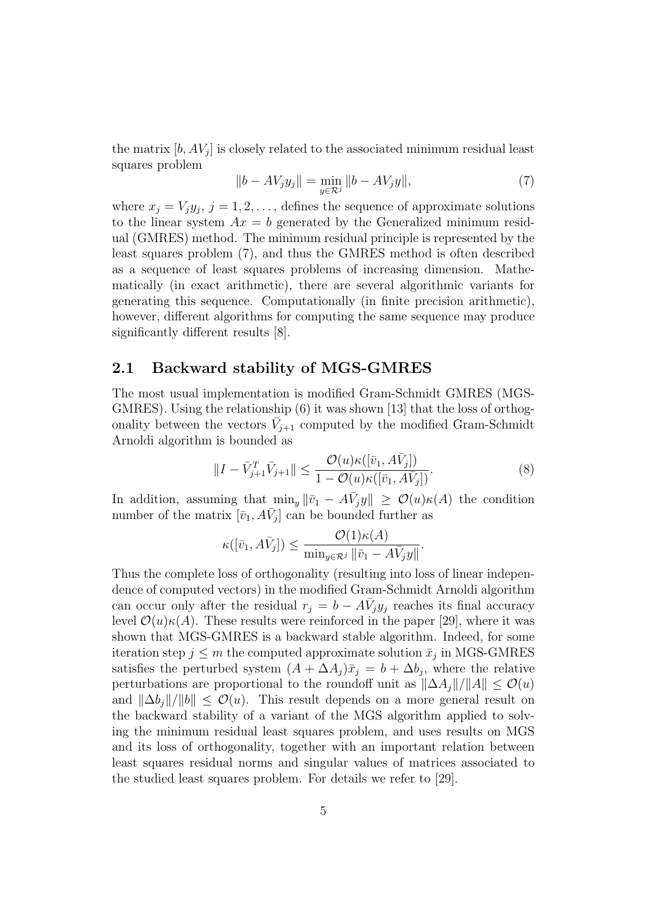the matrix $[b, AV_j]$ is closely related to the associated minimum residual least squares problem

$$\|b - AV_j y_j\| = \min_{y \in \mathcal{R}^j} \|b - AV_j y\|, \tag{7}$$

where $x_j = V_j y_j$, $j = 1, 2, \ldots$, defines the sequence of approximate solutions to the linear system $Ax = b$ generated by the Generalized minimum residual (GMRES) method. The minimum residual principle is represented by the least squares problem (7), and thus the GMRES method is often described as a sequence of least squares problems of increasing dimension. Mathematically (in exact arithmetic), there are several algorithmic variants for generating this sequence. Computationally (in finite precision arithmetic), however, different algorithms for computing the same sequence may produce significantly different results [8].

## 2.1 Backward stability of MGS-GMRES

The most usual implementation is modified Gram-Schmidt GMRES (MGS-GMRES). Using the relationship (6) it was shown [13] that the loss of orthogonality between the vectors $\bar{V}_{j+1}$ computed by the modified Gram-Schmidt Arnoldi algorithm is bounded as

$$\|I - \bar{V}_{j+1}^T \bar{V}_{j+1}\| \leq \frac{\mathcal{O}(u)\kappa([\bar{v}_1, A\bar{V}_j])}{1 - \mathcal{O}(u)\kappa([\bar{v}_1, A\bar{V}_j])}. \tag{8}$$

In addition, assuming that $\min_y \|\bar{v}_1 - A\bar{V}_j y\| \geq \mathcal{O}(u)\kappa(A)$ the condition number of the matrix $[\bar{v}_1, A\bar{V}_j]$ can be bounded further as

$$\kappa([\bar{v}_1, A\bar{V}_j]) \leq \frac{\mathcal{O}(1)\kappa(A)}{\min_{y \in \mathcal{R}^j} \|\bar{v}_1 - A\bar{V}_j y\|}.$$

Thus the complete loss of orthogonality (resulting into loss of linear independence of computed vectors) in the modified Gram-Schmidt Arnoldi algorithm can occur only after the residual $r_j = b - A\bar{V}_j y_j$ reaches its final accuracy level $\mathcal{O}(u)\kappa(A)$. These results were reinforced in the paper [29], where it was shown that MGS-GMRES is a backward stable algorithm. Indeed, for some iteration step $j \leq m$ the computed approximate solution $\bar{x}_j$ in MGS-GMRES satisfies the perturbed system $(A + \Delta A_j)\bar{x}_j = b + \Delta b_j$, where the relative perturbations are proportional to the roundoff unit as $\|\Delta A_j\|/\|A\| \leq \mathcal{O}(u)$ and $\|\Delta b_j\|/\|b\| \leq \mathcal{O}(u)$. This result depends on a more general result on the backward stability of a variant of the MGS algorithm applied to solving the minimum residual least squares problem, and uses results on MGS and its loss of orthogonality, together with an important relation between least squares residual norms and singular values of matrices associated to the studied least squares problem. For details we refer to [29].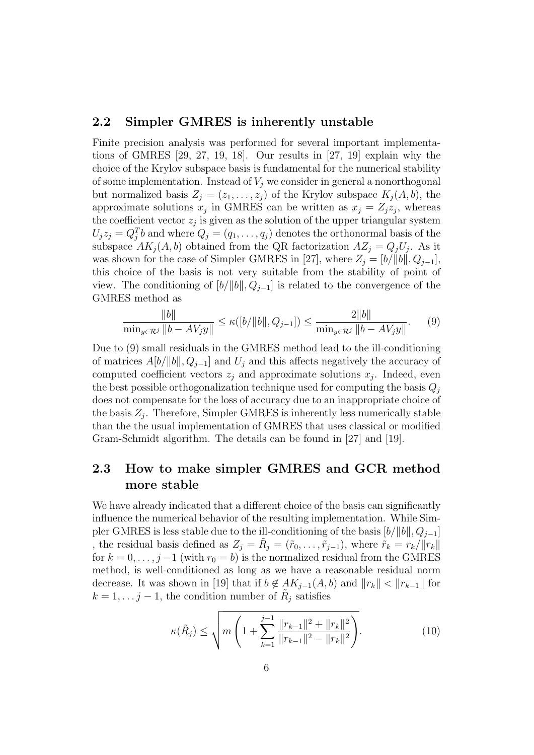## 2.2 Simpler GMRES is inherently unstable

Finite precision analysis was performed for several important implementations of GMRES [29, 27, 19, 18]. Our results in [27, 19] explain why the choice of the Krylov subspace basis is fundamental for the numerical stability of some implementation. Instead of $V_j$ we consider in general a nonorthogonal but normalized basis $Z_j = (z_1, \ldots, z_j)$ of the Krylov subspace $K_j(A, b)$, the approximate solutions $x_j$ in GMRES can be written as $x_j = Z_j z_j$, whereas the coefficient vector $z_j$ is given as the solution of the upper triangular system $U_j z_j = Q_j^T b$ and where $Q_j = (q_1, \ldots, q_j)$ denotes the orthonormal basis of the subspace $AK_j(A, b)$ obtained from the QR factorization $AZ_j = Q_j U_j$. As it was shown for the case of Simpler GMRES in [27], where $Z_j = [b/\|b\|, Q_{j-1}]$, this choice of the basis is not very suitable from the stability of point of view. The conditioning of $[b/\|b\|, Q_{j-1}]$ is related to the convergence of the GMRES method as

$$\frac{\|b\|}{\min_{y \in \mathcal{R}^j} \|b - AV_j y\|} \leq \kappa([b/\|b\|, Q_{j-1}]) \leq \frac{2\|b\|}{\min_{y \in \mathcal{R}^j} \|b - AV_j y\|}. \quad (9)$$

Due to (9) small residuals in the GMRES method lead to the ill-conditioning of matrices $A[b/\|b\|, Q_{j-1}]$ and $U_j$ and this affects negatively the accuracy of computed coefficient vectors $z_j$ and approximate solutions $x_j$. Indeed, even the best possible orthogonalization technique used for computing the basis $Q_j$ does not compensate for the loss of accuracy due to an inappropriate choice of the basis $Z_j$. Therefore, Simpler GMRES is inherently less numerically stable than the the usual implementation of GMRES that uses classical or modified Gram-Schmidt algorithm. The details can be found in [27] and [19].

## 2.3 How to make simpler GMRES and GCR method more stable

We have already indicated that a different choice of the basis can significantly influence the numerical behavior of the resulting implementation. While Simpler GMRES is less stable due to the ill-conditioning of the basis $[b/\|b\|, Q_{j-1}]$ , the residual basis defined as $Z_j = \tilde{R}_j = (\tilde{r}_0, \ldots, \tilde{r}_{j-1})$, where $\tilde{r}_k = r_k/\|r_k\|$ for $k = 0, \ldots, j-1$ (with $r_0 = b$) is the normalized residual from the GMRES method, is well-conditioned as long as we have a reasonable residual norm decrease. It was shown in [19] that if $b \notin AK_{j-1}(A, b)$ and $\|r_k\| < \|r_{k-1}\|$ for $k = 1, \ldots j-1$, the condition number of $\tilde{R}_j$ satisfies

$$\kappa(\tilde{R}_j) \leq \sqrt{m \left(1 + \sum_{k=1}^{j-1} \frac{\|r_{k-1}\|^2 + \|r_k\|^2}{\|r_{k-1}\|^2 - \|r_k\|^2}\right)}. \quad (10)$$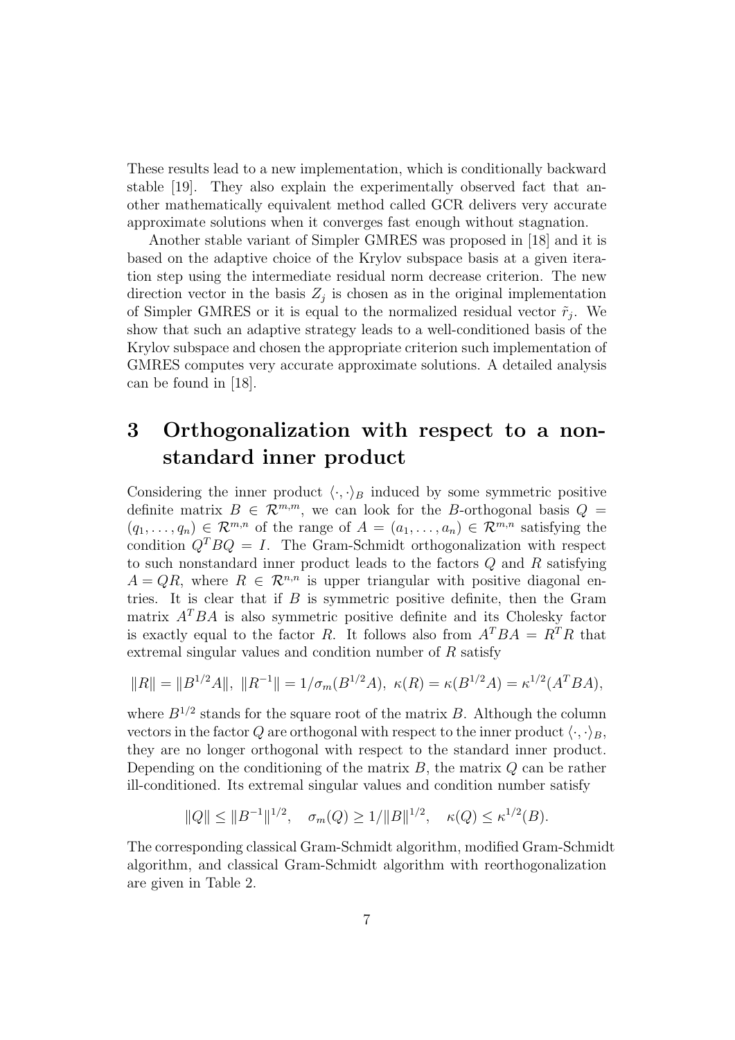These results lead to a new implementation, which is conditionally backward stable [19]. They also explain the experimentally observed fact that another mathematically equivalent method called GCR delivers very accurate approximate solutions when it converges fast enough without stagnation.

Another stable variant of Simpler GMRES was proposed in [18] and it is based on the adaptive choice of the Krylov subspace basis at a given iteration step using the intermediate residual norm decrease criterion. The new direction vector in the basis $Z_j$ is chosen as in the original implementation of Simpler GMRES or it is equal to the normalized residual vector $\tilde{r}_j$. We show that such an adaptive strategy leads to a well-conditioned basis of the Krylov subspace and chosen the appropriate criterion such implementation of GMRES computes very accurate approximate solutions. A detailed analysis can be found in [18].

# 3 Orthogonalization with respect to a non-standard inner product

Considering the inner product $\langle \cdot, \cdot \rangle_B$ induced by some symmetric positive definite matrix $B \in \mathcal{R}^{m,m}$, we can look for the $B$-orthogonal basis $Q = (q_1, \ldots, q_n) \in \mathcal{R}^{m,n}$ of the range of $A = (a_1, \ldots, a_n) \in \mathcal{R}^{m,n}$ satisfying the condition $Q^T B Q = I$. The Gram-Schmidt orthogonalization with respect to such nonstandard inner product leads to the factors $Q$ and $R$ satisfying $A = QR$, where $R \in \mathcal{R}^{n,n}$ is upper triangular with positive diagonal entries. It is clear that if $B$ is symmetric positive definite, then the Gram matrix $A^T B A$ is also symmetric positive definite and its Cholesky factor is exactly equal to the factor $R$. It follows also from $A^T B A = R^T R$ that extremal singular values and condition number of $R$ satisfy

$$\|R\| = \|B^{1/2} A\|, \; \|R^{-1}\| = 1/\sigma_m(B^{1/2} A), \; \kappa(R) = \kappa(B^{1/2} A) = \kappa^{1/2}(A^T B A),$$

where $B^{1/2}$ stands for the square root of the matrix $B$. Although the column vectors in the factor $Q$ are orthogonal with respect to the inner product $\langle \cdot, \cdot \rangle_B$, they are no longer orthogonal with respect to the standard inner product. Depending on the conditioning of the matrix $B$, the matrix $Q$ can be rather ill-conditioned. Its extremal singular values and condition number satisfy

$$\|Q\| \leq \|B^{-1}\|^{1/2}, \quad \sigma_m(Q) \geq 1/\|B\|^{1/2}, \quad \kappa(Q) \leq \kappa^{1/2}(B).$$

The corresponding classical Gram-Schmidt algorithm, modified Gram-Schmidt algorithm, and classical Gram-Schmidt algorithm with reorthogonalization are given in Table 2.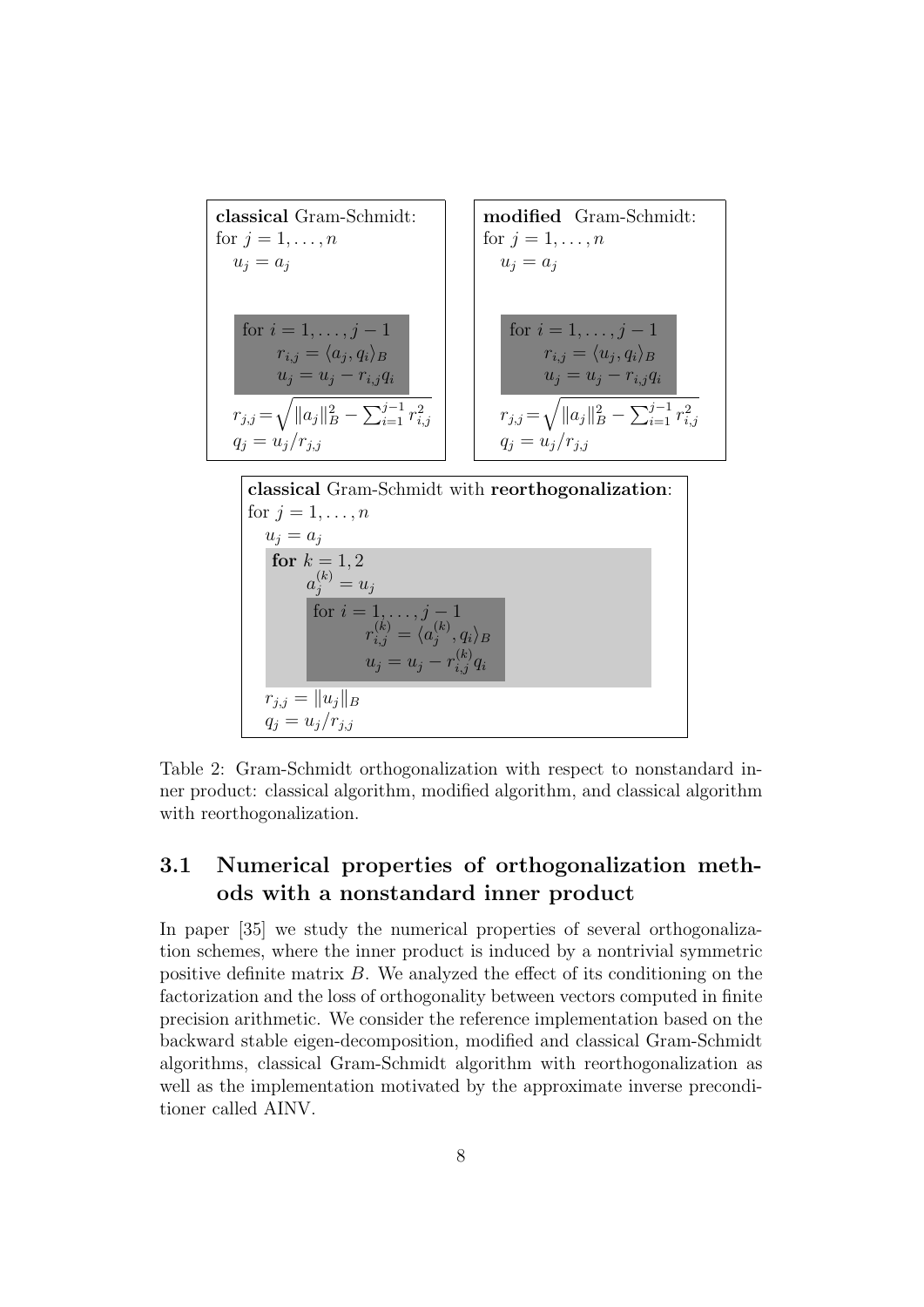**classical** Gram-Schmidt:

```
for j = 1,...,n
   u_j = a_j
   for i = 1,...,j-1
       r_{i,j} = <a_j, q_i>_B
       u_j = u_j - r_{i,j} q_i
   r_{j,j} = sqrt(||a_j||_B^2 - sum_{i=1}^{j-1} r_{i,j}^2)
   q_j = u_j / r_{j,j}
```

for $j = 1, \ldots, n$
  $u_j = a_j$
  for $i = 1, \ldots, j-1$
    $r_{i,j} = \langle a_j, q_i \rangle_B$
    $u_j = u_j - r_{i,j} q_i$
  $r_{j,j} = \sqrt{\|a_j\|_B^2 - \sum_{i=1}^{j-1} r_{i,j}^2}$
  $q_j = u_j / r_{j,j}$

**modified** Gram-Schmidt:

for $j = 1, \ldots, n$
  $u_j = a_j$
  for $i = 1, \ldots, j-1$
    $r_{i,j} = \langle u_j, q_i \rangle_B$
    $u_j = u_j - r_{i,j} q_i$
  $r_{j,j} = \sqrt{\|a_j\|_B^2 - \sum_{i=1}^{j-1} r_{i,j}^2}$
  $q_j = u_j / r_{j,j}$

**classical** Gram-Schmidt with **reorthogonalization**:

for $j = 1, \ldots, n$
  $u_j = a_j$
  **for** $k = 1, 2$
    $a_j^{(k)} = u_j$
    for $i = 1, \ldots, j-1$
      $r_{i,j}^{(k)} = \langle a_j^{(k)}, q_i \rangle_B$
      $u_j = u_j - r_{i,j}^{(k)} q_i$
  $r_{j,j} = \|u_j\|_B$
  $q_j = u_j / r_{j,j}$

Table 2: Gram-Schmidt orthogonalization with respect to nonstandard inner product: classical algorithm, modified algorithm, and classical algorithm with reorthogonalization.

## 3.1 Numerical properties of orthogonalization methods with a nonstandard inner product

In paper [35] we study the numerical properties of several orthogonalization schemes, where the inner product is induced by a nontrivial symmetric positive definite matrix $B$. We analyzed the effect of its conditioning on the factorization and the loss of orthogonality between vectors computed in finite precision arithmetic. We consider the reference implementation based on the backward stable eigen-decomposition, modified and classical Gram-Schmidt algorithms, classical Gram-Schmidt algorithm with reorthogonalization as well as the implementation motivated by the approximate inverse preconditioner called AINV.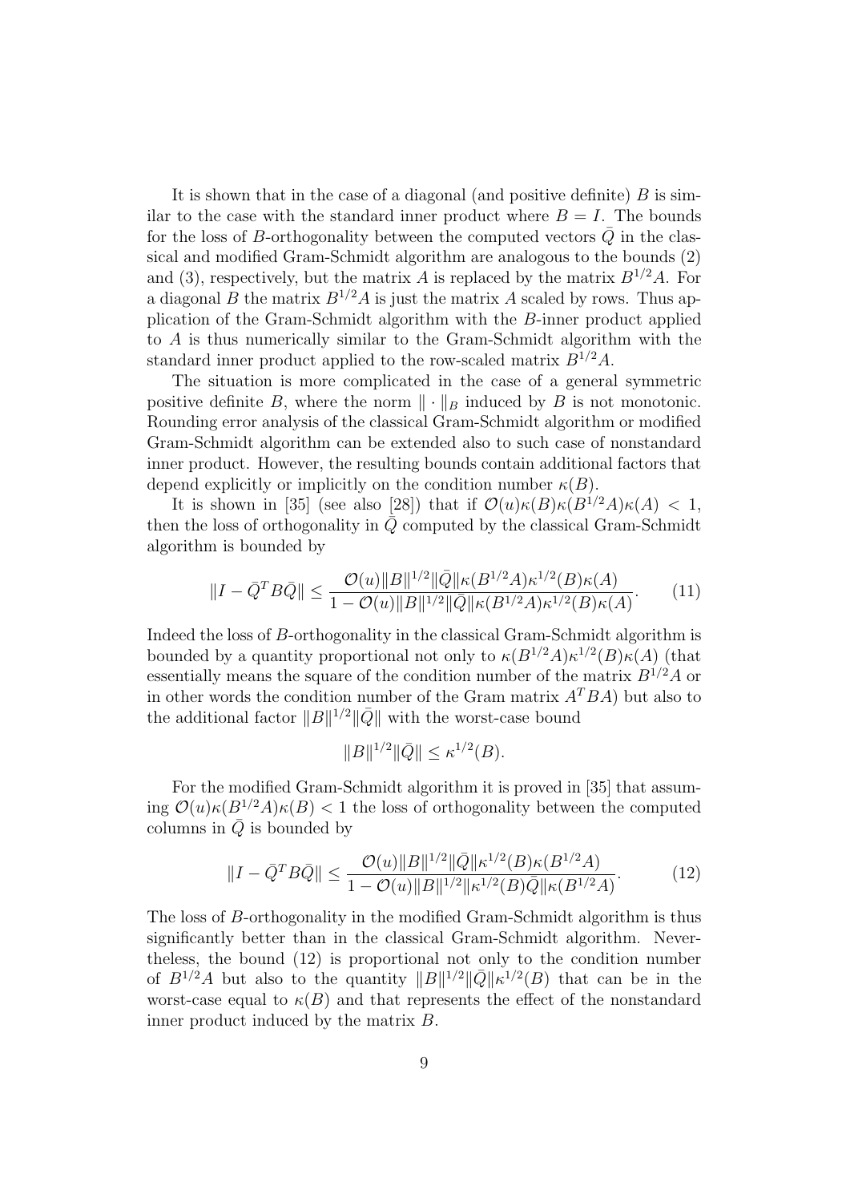It is shown that in the case of a diagonal (and positive definite) $B$ is similar to the case with the standard inner product where $B = I$. The bounds for the loss of $B$-orthogonality between the computed vectors $\bar{Q}$ in the classical and modified Gram-Schmidt algorithm are analogous to the bounds (2) and (3), respectively, but the matrix $A$ is replaced by the matrix $B^{1/2}A$. For a diagonal $B$ the matrix $B^{1/2}A$ is just the matrix $A$ scaled by rows. Thus application of the Gram-Schmidt algorithm with the $B$-inner product applied to $A$ is thus numerically similar to the Gram-Schmidt algorithm with the standard inner product applied to the row-scaled matrix $B^{1/2}A$.

The situation is more complicated in the case of a general symmetric positive definite $B$, where the norm $\| \cdot \|_B$ induced by $B$ is not monotonic. Rounding error analysis of the classical Gram-Schmidt algorithm or modified Gram-Schmidt algorithm can be extended also to such case of nonstandard inner product. However, the resulting bounds contain additional factors that depend explicitly or implicitly on the condition number $\kappa(B)$.

It is shown in [35] (see also [28]) that if $\mathcal{O}(u)\kappa(B)\kappa(B^{1/2}A)\kappa(A) < 1$, then the loss of orthogonality in $\bar{Q}$ computed by the classical Gram-Schmidt algorithm is bounded by

$$\|I - \bar{Q}^T B \bar{Q}\| \leq \frac{\mathcal{O}(u)\|B\|^{1/2}\|\bar{Q}\|\kappa(B^{1/2}A)\kappa^{1/2}(B)\kappa(A)}{1 - \mathcal{O}(u)\|B\|^{1/2}\|\bar{Q}\|\kappa(B^{1/2}A)\kappa^{1/2}(B)\kappa(A)}. \tag{11}$$

Indeed the loss of $B$-orthogonality in the classical Gram-Schmidt algorithm is bounded by a quantity proportional not only to $\kappa(B^{1/2}A)\kappa^{1/2}(B)\kappa(A)$ (that essentially means the square of the condition number of the matrix $B^{1/2}A$ or in other words the condition number of the Gram matrix $A^T BA$) but also to the additional factor $\|B\|^{1/2}\|\bar{Q}\|$ with the worst-case bound

$$\|B\|^{1/2}\|\bar{Q}\| \leq \kappa^{1/2}(B).$$

For the modified Gram-Schmidt algorithm it is proved in [35] that assuming $\mathcal{O}(u)\kappa(B^{1/2}A)\kappa(B) < 1$ the loss of orthogonality between the computed columns in $\bar{Q}$ is bounded by

$$\|I - \bar{Q}^T B \bar{Q}\| \leq \frac{\mathcal{O}(u)\|B\|^{1/2}\|\bar{Q}\|\kappa^{1/2}(B)\kappa(B^{1/2}A)}{1 - \mathcal{O}(u)\|B\|^{1/2}\|\kappa^{1/2}(B)\bar{Q}\|\kappa(B^{1/2}A)}. \tag{12}$$

The loss of $B$-orthogonality in the modified Gram-Schmidt algorithm is thus significantly better than in the classical Gram-Schmidt algorithm. Nevertheless, the bound (12) is proportional not only to the condition number of $B^{1/2}A$ but also to the quantity $\|B\|^{1/2}\|\bar{Q}\|\kappa^{1/2}(B)$ that can be in the worst-case equal to $\kappa(B)$ and that represents the effect of the nonstandard inner product induced by the matrix $B$.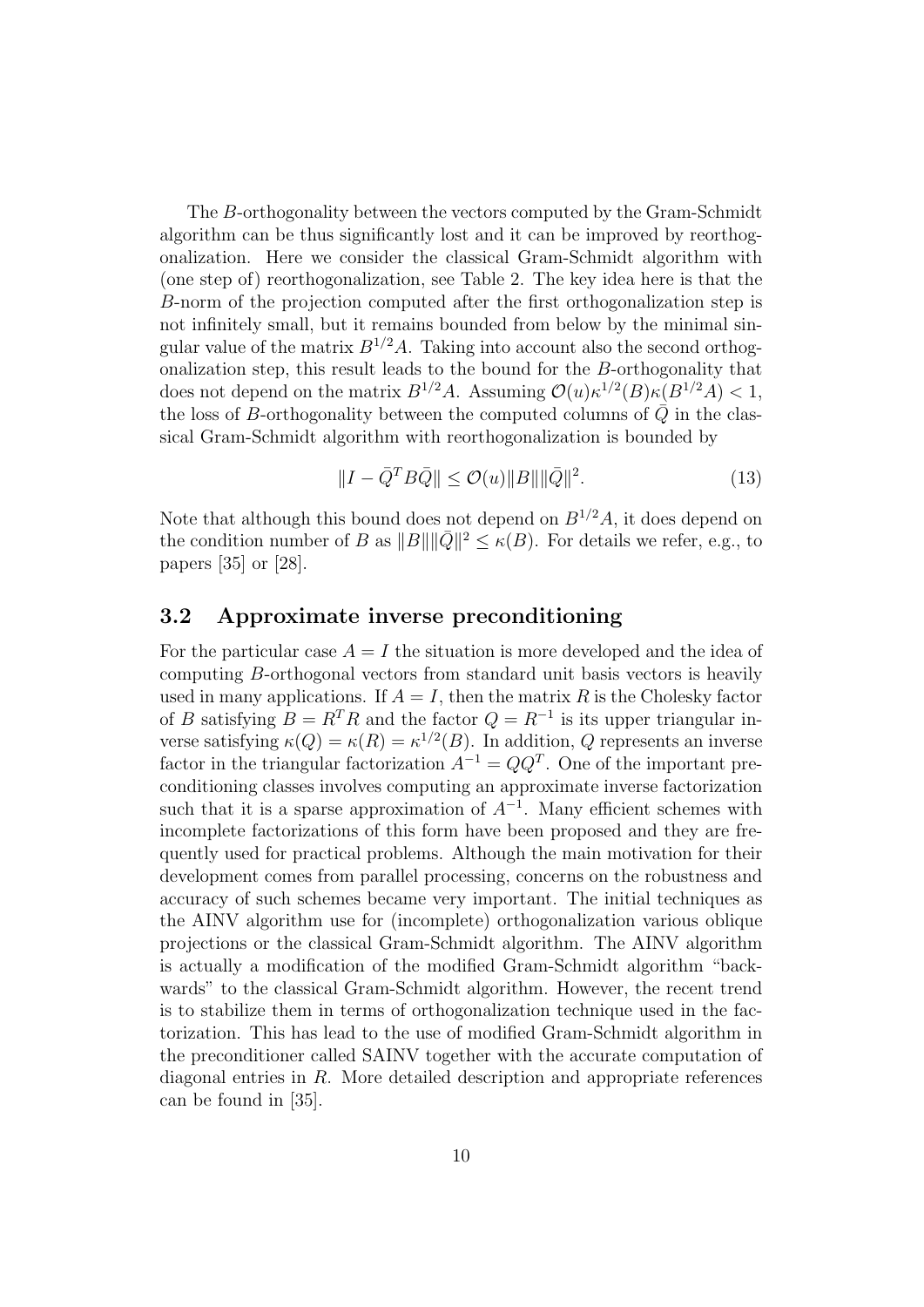The $B$-orthogonality between the vectors computed by the Gram-Schmidt algorithm can be thus significantly lost and it can be improved by reorthogonalization. Here we consider the classical Gram-Schmidt algorithm with (one step of) reorthogonalization, see Table 2. The key idea here is that the $B$-norm of the projection computed after the first orthogonalization step is not infinitely small, but it remains bounded from below by the minimal singular value of the matrix $B^{1/2}A$. Taking into account also the second orthogonalization step, this result leads to the bound for the $B$-orthogonality that does not depend on the matrix $B^{1/2}A$. Assuming $\mathcal{O}(u)\kappa^{1/2}(B)\kappa(B^{1/2}A) < 1$, the loss of $B$-orthogonality between the computed columns of $\bar{Q}$ in the classical Gram-Schmidt algorithm with reorthogonalization is bounded by

$$\|I - \bar{Q}^T B \bar{Q}\| \leq \mathcal{O}(u)\|B\|\|\bar{Q}\|^2. \tag{13}$$

Note that although this bound does not depend on $B^{1/2}A$, it does depend on the condition number of $B$ as $\|B\|\|\bar{Q}\|^2 \leq \kappa(B)$. For details we refer, e.g., to papers [35] or [28].

### 3.2 Approximate inverse preconditioning

For the particular case $A = I$ the situation is more developed and the idea of computing $B$-orthogonal vectors from standard unit basis vectors is heavily used in many applications. If $A = I$, then the matrix $R$ is the Cholesky factor of $B$ satisfying $B = R^T R$ and the factor $Q = R^{-1}$ is its upper triangular inverse satisfying $\kappa(Q) = \kappa(R) = \kappa^{1/2}(B)$. In addition, $Q$ represents an inverse factor in the triangular factorization $A^{-1} = QQ^T$. One of the important preconditioning classes involves computing an approximate inverse factorization such that it is a sparse approximation of $A^{-1}$. Many efficient schemes with incomplete factorizations of this form have been proposed and they are frequently used for practical problems. Although the main motivation for their development comes from parallel processing, concerns on the robustness and accuracy of such schemes became very important. The initial techniques as the AINV algorithm use for (incomplete) orthogonalization various oblique projections or the classical Gram-Schmidt algorithm. The AINV algorithm is actually a modification of the modified Gram-Schmidt algorithm "backwards" to the classical Gram-Schmidt algorithm. However, the recent trend is to stabilize them in terms of orthogonalization technique used in the factorization. This has lead to the use of modified Gram-Schmidt algorithm in the preconditioner called SAINV together with the accurate computation of diagonal entries in $R$. More detailed description and appropriate references can be found in [35].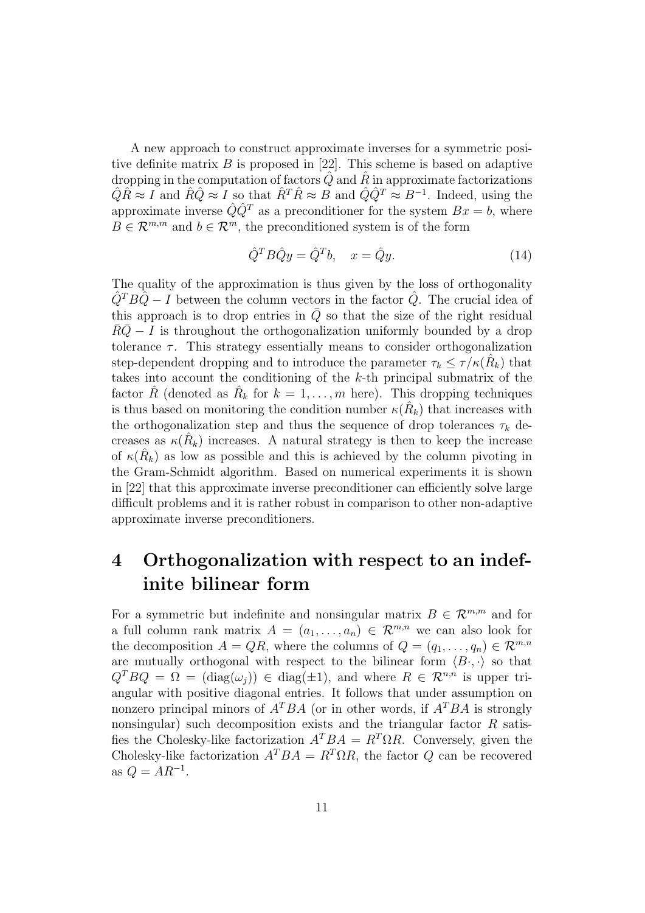A new approach to construct approximate inverses for a symmetric positive definite matrix $B$ is proposed in [22]. This scheme is based on adaptive dropping in the computation of factors $\hat{Q}$ and $\hat{R}$ in approximate factorizations $\hat{Q}\hat{R} \approx I$ and $\hat{R}\hat{Q} \approx I$ so that $\hat{R}^T\hat{R} \approx B$ and $\hat{Q}\hat{Q}^T \approx B^{-1}$. Indeed, using the approximate inverse $\hat{Q}\hat{Q}^T$ as a preconditioner for the system $Bx = b$, where $B \in \mathcal{R}^{m,m}$ and $b \in \mathcal{R}^m$, the preconditioned system is of the form

$$\hat{Q}^T B \hat{Q} y = \hat{Q}^T b, \quad x = \hat{Q} y. \tag{14}$$

The quality of the approximation is thus given by the loss of orthogonality $\hat{Q}^T B \hat{Q} - I$ between the column vectors in the factor $\hat{Q}$. The crucial idea of this approach is to drop entries in $\bar{Q}$ so that the size of the right residual $\bar{R}\bar{Q} - I$ is throughout the orthogonalization uniformly bounded by a drop tolerance $\tau$. This strategy essentially means to consider orthogonalization step-dependent dropping and to introduce the parameter $\tau_k \leq \tau/\kappa(\hat{R}_k)$ that takes into account the conditioning of the $k$-th principal submatrix of the factor $\hat{R}$ (denoted as $\hat{R}_k$ for $k = 1, \ldots, m$ here). This dropping techniques is thus based on monitoring the condition number $\kappa(\hat{R}_k)$ that increases with the orthogonalization step and thus the sequence of drop tolerances $\tau_k$ decreases as $\kappa(\hat{R}_k)$ increases. A natural strategy is then to keep the increase of $\kappa(\hat{R}_k)$ as low as possible and this is achieved by the column pivoting in the Gram-Schmidt algorithm. Based on numerical experiments it is shown in [22] that this approximate inverse preconditioner can efficiently solve large difficult problems and it is rather robust in comparison to other non-adaptive approximate inverse preconditioners.

# 4 Orthogonalization with respect to an indefinite bilinear form

For a symmetric but indefinite and nonsingular matrix $B \in \mathcal{R}^{m,m}$ and for a full column rank matrix $A = (a_1, \ldots, a_n) \in \mathcal{R}^{m,n}$ we can also look for the decomposition $A = QR$, where the columns of $Q = (q_1, \ldots, q_n) \in \mathcal{R}^{m,n}$ are mutually orthogonal with respect to the bilinear form $\langle B\cdot, \cdot \rangle$ so that $Q^T B Q = \Omega = (\mathrm{diag}(\omega_j)) \in \mathrm{diag}(\pm 1)$, and where $R \in \mathcal{R}^{n,n}$ is upper triangular with positive diagonal entries. It follows that under assumption on nonzero principal minors of $A^T B A$ (or in other words, if $A^T B A$ is strongly nonsingular) such decomposition exists and the triangular factor $R$ satisfies the Cholesky-like factorization $A^T B A = R^T \Omega R$. Conversely, given the Cholesky-like factorization $A^T B A = R^T \Omega R$, the factor $Q$ can be recovered as $Q = AR^{-1}$.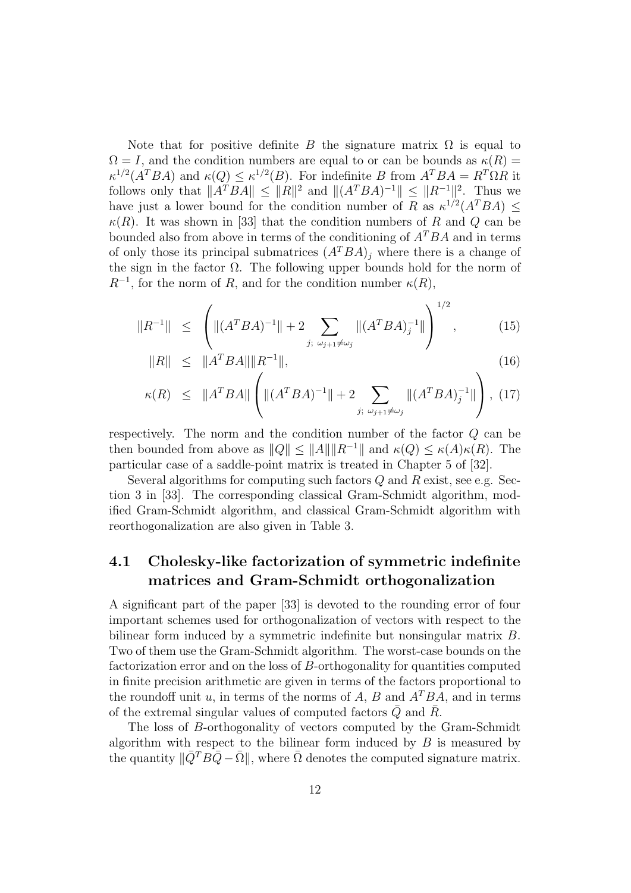Note that for positive definite $B$ the signature matrix $\Omega$ is equal to $\Omega = I$, and the condition numbers are equal to or can be bounds as $\kappa(R) = \kappa^{1/2}(A^T BA)$ and $\kappa(Q) \leq \kappa^{1/2}(B)$. For indefinite $B$ from $A^T BA = R^T \Omega R$ it follows only that $\|A^T BA\| \leq \|R\|^2$ and $\|(A^T BA)^{-1}\| \leq \|R^{-1}\|^2$. Thus we have just a lower bound for the condition number of $R$ as $\kappa^{1/2}(A^T BA) \leq \kappa(R)$. It was shown in [33] that the condition numbers of $R$ and $Q$ can be bounded also from above in terms of the conditioning of $A^T BA$ and in terms of only those its principal submatrices $(A^T BA)_j$ where there is a change of the sign in the factor $\Omega$. The following upper bounds hold for the norm of $R^{-1}$, for the norm of $R$, and for the condition number $\kappa(R)$,

$$\|R^{-1}\| \leq \left( \|(A^T BA)^{-1}\| + 2 \sum_{j;\ \omega_{j+1} \neq \omega_j} \|(A^T BA)_j^{-1}\| \right)^{1/2}, \tag{15}$$

$$\|R\| \leq \|A^T BA\| \|R^{-1}\|, \tag{16}$$

$$\kappa(R) \leq \|A^T BA\| \left( \|(A^T BA)^{-1}\| + 2 \sum_{j;\ \omega_{j+1} \neq \omega_j} \|(A^T BA)_j^{-1}\| \right), \tag{17}$$

respectively. The norm and the condition number of the factor $Q$ can be then bounded from above as $\|Q\| \leq \|A\| \|R^{-1}\|$ and $\kappa(Q) \leq \kappa(A)\kappa(R)$. The particular case of a saddle-point matrix is treated in Chapter 5 of [32].

Several algorithms for computing such factors $Q$ and $R$ exist, see e.g. Section 3 in [33]. The corresponding classical Gram-Schmidt algorithm, modified Gram-Schmidt algorithm, and classical Gram-Schmidt algorithm with reorthogonalization are also given in Table 3.

## 4.1 Cholesky-like factorization of symmetric indefinite matrices and Gram-Schmidt orthogonalization

A significant part of the paper [33] is devoted to the rounding error of four important schemes used for orthogonalization of vectors with respect to the bilinear form induced by a symmetric indefinite but nonsingular matrix $B$. Two of them use the Gram-Schmidt algorithm. The worst-case bounds on the factorization error and on the loss of $B$-orthogonality for quantities computed in finite precision arithmetic are given in terms of the factors proportional to the roundoff unit $u$, in terms of the norms of $A$, $B$ and $A^T BA$, and in terms of the extremal singular values of computed factors $\bar{Q}$ and $\bar{R}$.

The loss of $B$-orthogonality of vectors computed by the Gram-Schmidt algorithm with respect to the bilinear form induced by $B$ is measured by the quantity $\|\bar{Q}^T B \bar{Q} - \bar{\Omega}\|$, where $\bar{\Omega}$ denotes the computed signature matrix.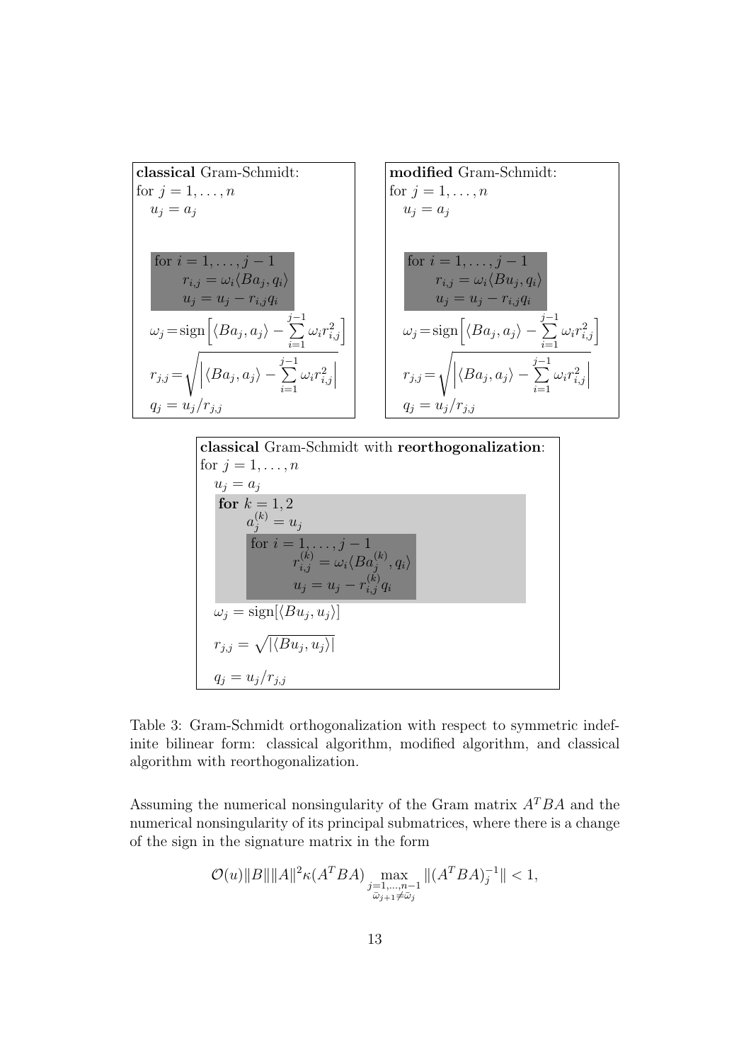**classical** Gram-Schmidt:
for $j = 1, \ldots, n$
  $u_j = a_j$
  for $i = 1, \ldots, j-1$
    $r_{i,j} = \omega_i \langle Ba_j, q_i \rangle$
    $u_j = u_j - r_{i,j} q_i$
  $\omega_j = \text{sign}\Big[\langle Ba_j, a_j \rangle - \sum_{i=1}^{j-1} \omega_i r_{i,j}^2\Big]$
  $r_{j,j} = \sqrt{\Big|\langle Ba_j, a_j \rangle - \sum_{i=1}^{j-1} \omega_i r_{i,j}^2\Big|}$
  $q_j = u_j / r_{j,j}$

**modified** Gram-Schmidt:
for $j = 1, \ldots, n$
  $u_j = a_j$
  for $i = 1, \ldots, j-1$
    $r_{i,j} = \omega_i \langle Bu_j, q_i \rangle$
    $u_j = u_j - r_{i,j} q_i$
  $\omega_j = \text{sign}\Big[\langle Ba_j, a_j \rangle - \sum_{i=1}^{j-1} \omega_i r_{i,j}^2\Big]$
  $r_{j,j} = \sqrt{\Big|\langle Ba_j, a_j \rangle - \sum_{i=1}^{j-1} \omega_i r_{i,j}^2\Big|}$
  $q_j = u_j / r_{j,j}$

**classical** Gram-Schmidt with **reorthogonalization**:
for $j = 1, \ldots, n$
  $u_j = a_j$
  **for** $k = 1, 2$
    $a_j^{(k)} = u_j$
    for $i = 1, \ldots, j-1$
      $r_{i,j}^{(k)} = \omega_i \langle Ba_j^{(k)}, q_i \rangle$
      $u_j = u_j - r_{i,j}^{(k)} q_i$
  $\omega_j = \text{sign}[\langle Bu_j, u_j \rangle]$
  $r_{j,j} = \sqrt{|\langle Bu_j, u_j \rangle|}$
  $q_j = u_j / r_{j,j}$

Table 3: Gram-Schmidt orthogonalization with respect to symmetric indefinite bilinear form: classical algorithm, modified algorithm, and classical algorithm with reorthogonalization.

Assuming the numerical nonsingularity of the Gram matrix $A^T BA$ and the numerical nonsingularity of its principal submatrices, where there is a change of the sign in the signature matrix in the form

$$\mathcal{O}(u)\|B\|\|A\|^2 \kappa(A^T BA) \max_{\substack{j=1,\ldots,n-1 \\ \bar{\omega}_{j+1} \neq \bar{\omega}_j}} \|(A^T BA)_j^{-1}\| < 1,$$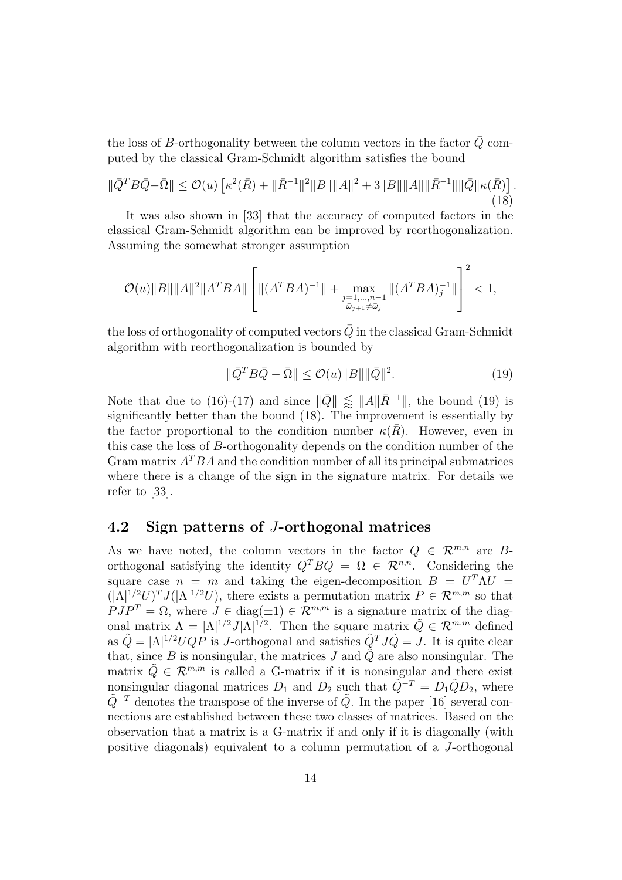the loss of $B$-orthogonality between the column vectors in the factor $\bar{Q}$ computed by the classical Gram-Schmidt algorithm satisfies the bound

$$\|\bar{Q}^T B\bar{Q}-\bar{\Omega}\| \leq \mathcal{O}(u)\left[\kappa^2(\bar{R}) + \|\bar{R}^{-1}\|^2\|B\|\|A\|^2 + 3\|B\|\|A\|\|\bar{R}^{-1}\|\|\bar{Q}\|\kappa(\bar{R})\right]. \tag{18}$$

It was also shown in [33] that the accuracy of computed factors in the classical Gram-Schmidt algorithm can be improved by reorthogonalization. Assuming the somewhat stronger assumption

$$\mathcal{O}(u)\|B\|\|A\|^2\|A^TBA\|\left[\|(A^TBA)^{-1}\| + \max_{\substack{j=1,\ldots,n-1\\ \bar{\omega}_{j+1}\neq\bar{\omega}_j}}\|(A^TBA)_j^{-1}\|\right]^2 < 1,$$

the loss of orthogonality of computed vectors $\bar{Q}$ in the classical Gram-Schmidt algorithm with reorthogonalization is bounded by

$$\|\bar{Q}^T B\bar{Q} - \bar{\Omega}\| \leq \mathcal{O}(u)\|B\|\|\bar{Q}\|^2. \tag{19}$$

Note that due to (16)-(17) and since $\|\bar{Q}\| \lessapprox \|A\|\|\bar{R}^{-1}\|$, the bound (19) is significantly better than the bound (18). The improvement is essentially by the factor proportional to the condition number $\kappa(\bar{R})$. However, even in this case the loss of $B$-orthogonality depends on the condition number of the Gram matrix $A^TBA$ and the condition number of all its principal submatrices where there is a change of the sign in the signature matrix. For details we refer to [33].

### 4.2 Sign patterns of $J$-orthogonal matrices

As we have noted, the column vectors in the factor $Q \in \mathcal{R}^{m,n}$ are $B$-orthogonal satisfying the identity $Q^TBQ = \Omega \in \mathcal{R}^{n,n}$. Considering the square case $n = m$ and taking the eigen-decomposition $B = U^T\Lambda U = (|\Lambda|^{1/2}U)^T J(|\Lambda|^{1/2}U)$, there exists a permutation matrix $P \in \mathcal{R}^{m,m}$ so that $PJP^T = \Omega$, where $J \in \text{diag}(\pm 1) \in \mathcal{R}^{m,m}$ is a signature matrix of the diagonal matrix $\Lambda = |\Lambda|^{1/2}J|\Lambda|^{1/2}$. Then the square matrix $\tilde{Q} \in \mathcal{R}^{m,m}$ defined as $\tilde{Q} = |\Lambda|^{1/2}UQP$ is $J$-orthogonal and satisfies $\tilde{Q}^TJ\tilde{Q} = J$. It is quite clear that, since $B$ is nonsingular, the matrices $J$ and $\tilde{Q}$ are also nonsingular. The matrix $\tilde{Q} \in \mathcal{R}^{m,m}$ is called a G-matrix if it is nonsingular and there exist nonsingular diagonal matrices $D_1$ and $D_2$ such that $\tilde{Q}^{-T} = D_1\tilde{Q}D_2$, where $\tilde{Q}^{-T}$ denotes the transpose of the inverse of $\tilde{Q}$. In the paper [16] several connections are established between these two classes of matrices. Based on the observation that a matrix is a G-matrix if and only if it is diagonally (with positive diagonals) equivalent to a column permutation of a $J$-orthogonal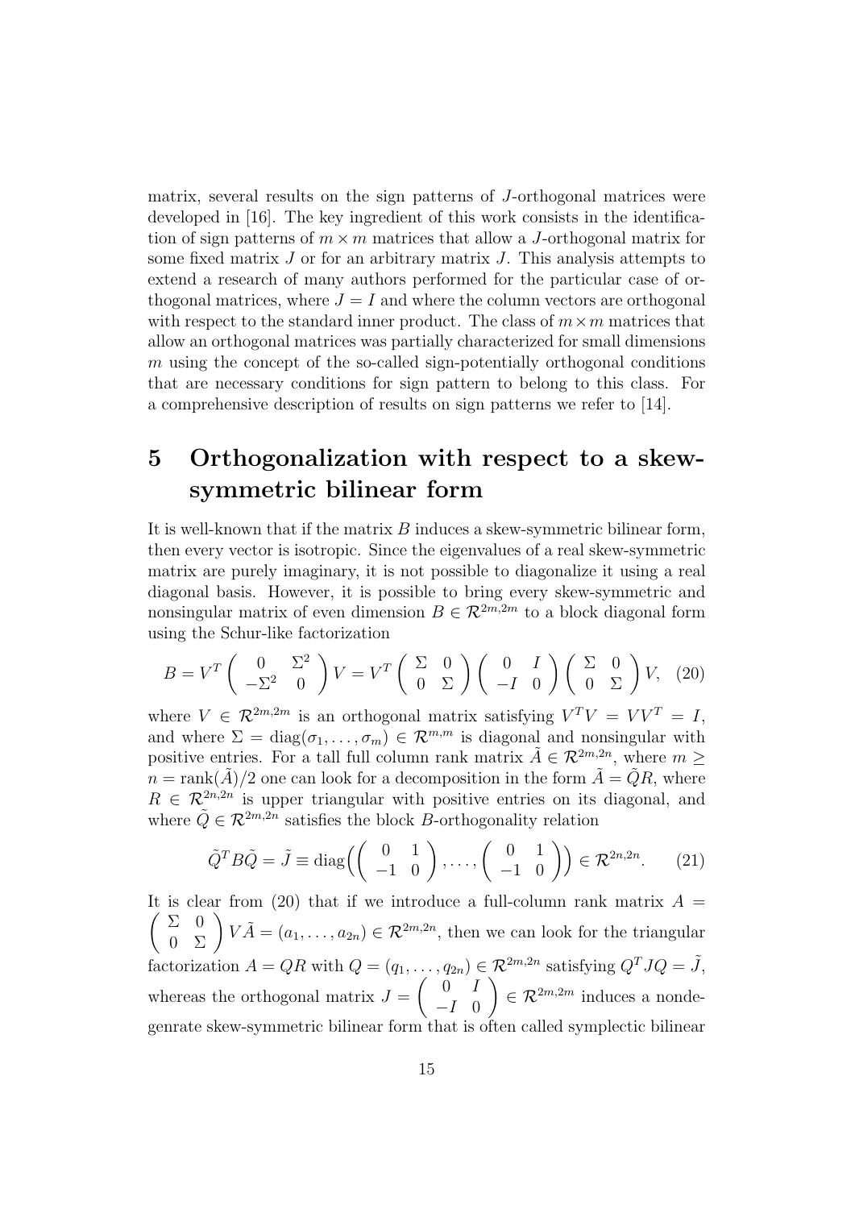matrix, several results on the sign patterns of $J$-orthogonal matrices were developed in [16]. The key ingredient of this work consists in the identification of sign patterns of $m \times m$ matrices that allow a $J$-orthogonal matrix for some fixed matrix $J$ or for an arbitrary matrix $J$. This analysis attempts to extend a research of many authors performed for the particular case of orthogonal matrices, where $J = I$ and where the column vectors are orthogonal with respect to the standard inner product. The class of $m \times m$ matrices that allow an orthogonal matrices was partially characterized for small dimensions $m$ using the concept of the so-called sign-potentially orthogonal conditions that are necessary conditions for sign pattern to belong to this class. For a comprehensive description of results on sign patterns we refer to [14].

# 5 Orthogonalization with respect to a skew-symmetric bilinear form

It is well-known that if the matrix $B$ induces a skew-symmetric bilinear form, then every vector is isotropic. Since the eigenvalues of a real skew-symmetric matrix are purely imaginary, it is not possible to diagonalize it using a real diagonal basis. However, it is possible to bring every skew-symmetric and nonsingular matrix of even dimension $B \in \mathcal{R}^{2m,2m}$ to a block diagonal form using the Schur-like factorization

$$B = V^T \begin{pmatrix} 0 & \Sigma^2 \\ -\Sigma^2 & 0 \end{pmatrix} V = V^T \begin{pmatrix} \Sigma & 0 \\ 0 & \Sigma \end{pmatrix} \begin{pmatrix} 0 & I \\ -I & 0 \end{pmatrix} \begin{pmatrix} \Sigma & 0 \\ 0 & \Sigma \end{pmatrix} V, \quad (20)$$

where $V \in \mathcal{R}^{2m,2m}$ is an orthogonal matrix satisfying $V^T V = V V^T = I$, and where $\Sigma = \mathrm{diag}(\sigma_1, \ldots, \sigma_m) \in \mathcal{R}^{m,m}$ is diagonal and nonsingular with positive entries. For a tall full column rank matrix $\tilde{A} \in \mathcal{R}^{2m,2n}$, where $m \geq n = \mathrm{rank}(\tilde{A})/2$ one can look for a decomposition in the form $\tilde{A} = \tilde{Q}R$, where $R \in \mathcal{R}^{2n,2n}$ is upper triangular with positive entries on its diagonal, and where $\tilde{Q} \in \mathcal{R}^{2m,2n}$ satisfies the block $B$-orthogonality relation

$$\tilde{Q}^T B \tilde{Q} = \tilde{J} \equiv \mathrm{diag}\Big( \begin{pmatrix} 0 & 1 \\ -1 & 0 \end{pmatrix}, \ldots, \begin{pmatrix} 0 & 1 \\ -1 & 0 \end{pmatrix} \Big) \in \mathcal{R}^{2n,2n}. \quad (21)$$

It is clear from (20) that if we introduce a full-column rank matrix $A = \begin{pmatrix} \Sigma & 0 \\ 0 & \Sigma \end{pmatrix} V \tilde{A} = (a_1, \ldots, a_{2n}) \in \mathcal{R}^{2m,2n}$, then we can look for the triangular factorization $A = QR$ with $Q = (q_1, \ldots, q_{2n}) \in \mathcal{R}^{2m,2n}$ satisfying $Q^T J Q = \tilde{J}$, whereas the orthogonal matrix $J = \begin{pmatrix} 0 & I \\ -I & 0 \end{pmatrix} \in \mathcal{R}^{2m,2m}$ induces a nondegenrate skew-symmetric bilinear form that is often called symplectic bilinear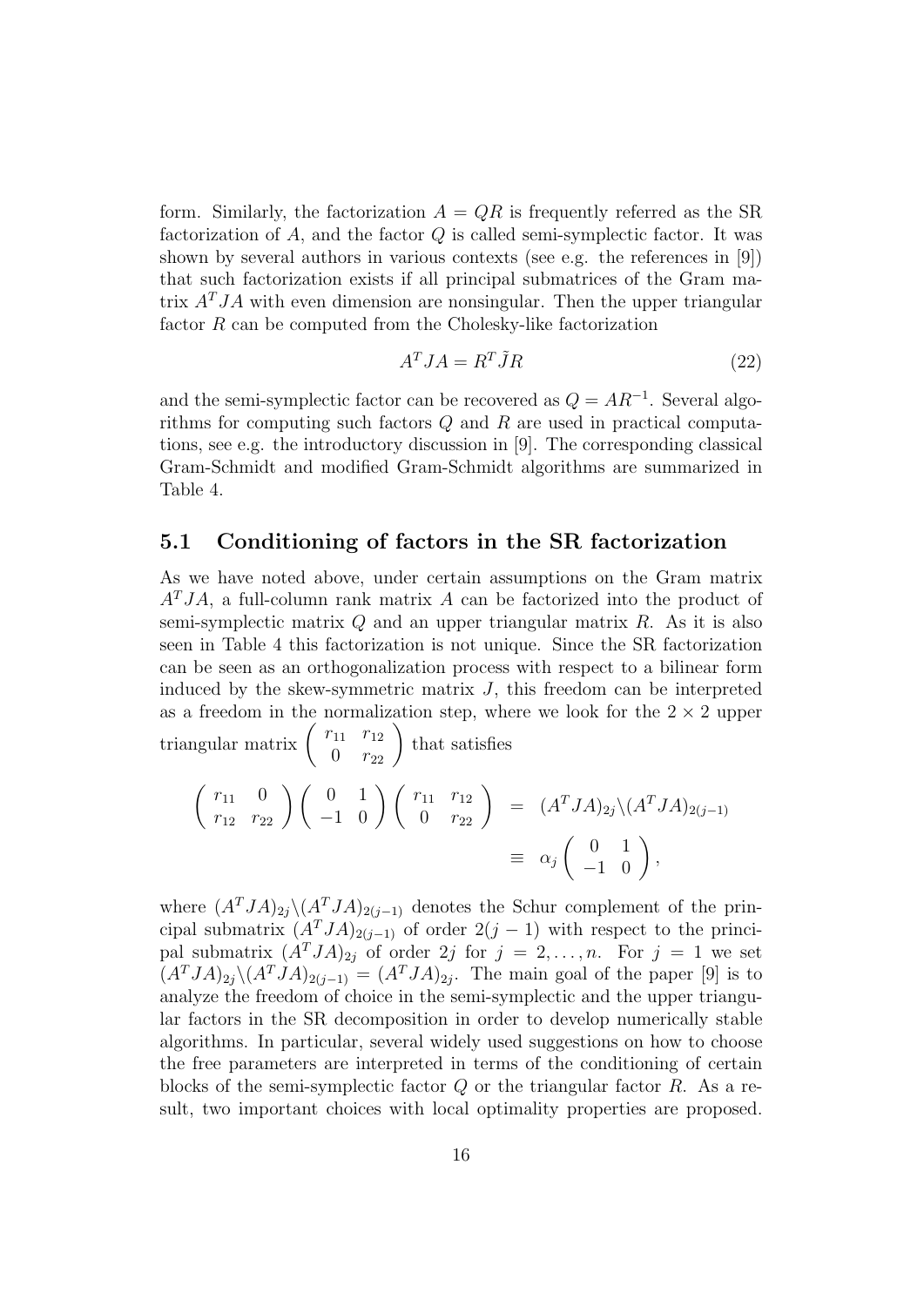form. Similarly, the factorization $A = QR$ is frequently referred as the SR factorization of $A$, and the factor $Q$ is called semi-symplectic factor. It was shown by several authors in various contexts (see e.g. the references in [9]) that such factorization exists if all principal submatrices of the Gram matrix $A^T JA$ with even dimension are nonsingular. Then the upper triangular factor $R$ can be computed from the Cholesky-like factorization

$$A^T JA = R^T \tilde{J} R \tag{22}$$

and the semi-symplectic factor can be recovered as $Q = AR^{-1}$. Several algorithms for computing such factors $Q$ and $R$ are used in practical computations, see e.g. the introductory discussion in [9]. The corresponding classical Gram-Schmidt and modified Gram-Schmidt algorithms are summarized in Table 4.

## 5.1 Conditioning of factors in the SR factorization

As we have noted above, under certain assumptions on the Gram matrix $A^T JA$, a full-column rank matrix $A$ can be factorized into the product of semi-symplectic matrix $Q$ and an upper triangular matrix $R$. As it is also seen in Table 4 this factorization is not unique. Since the SR factorization can be seen as an orthogonalization process with respect to a bilinear form induced by the skew-symmetric matrix $J$, this freedom can be interpreted as a freedom in the normalization step, where we look for the $2 \times 2$ upper triangular matrix $\begin{pmatrix} r_{11} & r_{12} \\ 0 & r_{22} \end{pmatrix}$ that satisfies

$$\begin{aligned} \begin{pmatrix} r_{11} & 0 \\ r_{12} & r_{22} \end{pmatrix} \begin{pmatrix} 0 & 1 \\ -1 & 0 \end{pmatrix} \begin{pmatrix} r_{11} & r_{12} \\ 0 & r_{22} \end{pmatrix} &= (A^T JA)_{2j} \backslash (A^T JA)_{2(j-1)} \\ &\equiv \alpha_j \begin{pmatrix} 0 & 1 \\ -1 & 0 \end{pmatrix}, \end{aligned}$$

where $(A^T JA)_{2j} \backslash (A^T JA)_{2(j-1)}$ denotes the Schur complement of the principal submatrix $(A^T JA)_{2(j-1)}$ of order $2(j-1)$ with respect to the principal submatrix $(A^T JA)_{2j}$ of order $2j$ for $j = 2, \ldots, n$. For $j = 1$ we set $(A^T JA)_{2j} \backslash (A^T JA)_{2(j-1)} = (A^T JA)_{2j}$. The main goal of the paper [9] is to analyze the freedom of choice in the semi-symplectic and the upper triangular factors in the SR decomposition in order to develop numerically stable algorithms. In particular, several widely used suggestions on how to choose the free parameters are interpreted in terms of the conditioning of certain blocks of the semi-symplectic factor $Q$ or the triangular factor $R$. As a result, two important choices with local optimality properties are proposed.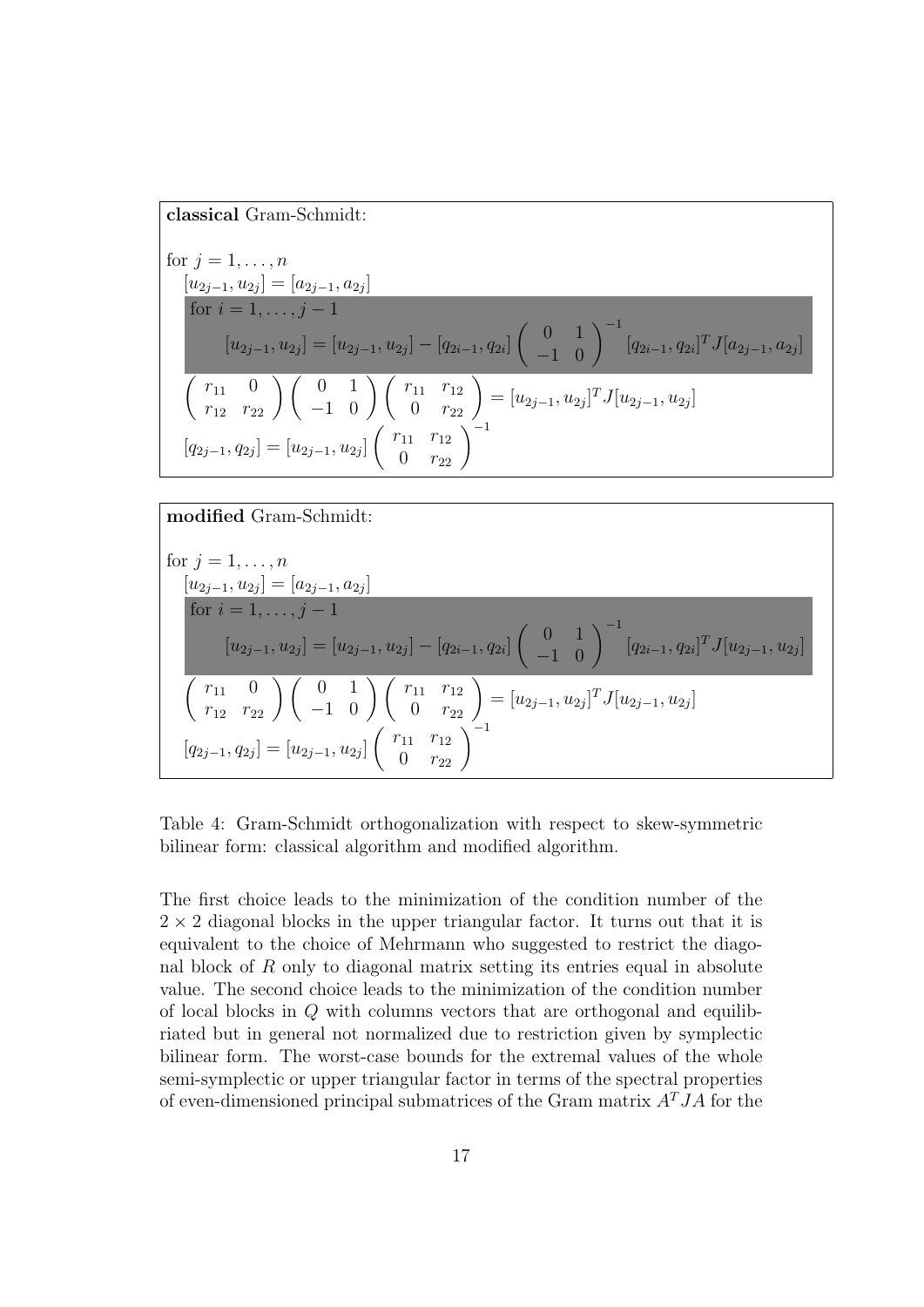**classical** Gram-Schmidt:

for $j = 1, \ldots, n$

$\quad [u_{2j-1}, u_{2j}] = [a_{2j-1}, a_{2j}]$

$\quad$ for $i = 1, \ldots, j-1$

$$[u_{2j-1}, u_{2j}] = [u_{2j-1}, u_{2j}] - [q_{2i-1}, q_{2i}] \begin{pmatrix} 0 & 1 \\ -1 & 0 \end{pmatrix}^{-1} [q_{2i-1}, q_{2i}]^T J [a_{2j-1}, a_{2j}]$$

$$\begin{pmatrix} r_{11} & 0 \\ r_{12} & r_{22} \end{pmatrix} \begin{pmatrix} 0 & 1 \\ -1 & 0 \end{pmatrix} \begin{pmatrix} r_{11} & r_{12} \\ 0 & r_{22} \end{pmatrix} = [u_{2j-1}, u_{2j}]^T J [u_{2j-1}, u_{2j}]$$

$$[q_{2j-1}, q_{2j}] = [u_{2j-1}, u_{2j}] \begin{pmatrix} r_{11} & r_{12} \\ 0 & r_{22} \end{pmatrix}^{-1}$$

**modified** Gram-Schmidt:

for $j = 1, \ldots, n$

$\quad [u_{2j-1}, u_{2j}] = [a_{2j-1}, a_{2j}]$

$\quad$ for $i = 1, \ldots, j-1$

$$[u_{2j-1}, u_{2j}] = [u_{2j-1}, u_{2j}] - [q_{2i-1}, q_{2i}] \begin{pmatrix} 0 & 1 \\ -1 & 0 \end{pmatrix}^{-1} [q_{2i-1}, q_{2i}]^T J [u_{2j-1}, u_{2j}]$$

$$\begin{pmatrix} r_{11} & 0 \\ r_{12} & r_{22} \end{pmatrix} \begin{pmatrix} 0 & 1 \\ -1 & 0 \end{pmatrix} \begin{pmatrix} r_{11} & r_{12} \\ 0 & r_{22} \end{pmatrix} = [u_{2j-1}, u_{2j}]^T J [u_{2j-1}, u_{2j}]$$

$$[q_{2j-1}, q_{2j}] = [u_{2j-1}, u_{2j}] \begin{pmatrix} r_{11} & r_{12} \\ 0 & r_{22} \end{pmatrix}^{-1}$$

Table 4: Gram-Schmidt orthogonalization with respect to skew-symmetric bilinear form: classical algorithm and modified algorithm.

The first choice leads to the minimization of the condition number of the $2 \times 2$ diagonal blocks in the upper triangular factor. It turns out that it is equivalent to the choice of Mehrmann who suggested to restrict the diagonal block of $R$ only to diagonal matrix setting its entries equal in absolute value. The second choice leads to the minimization of the condition number of local blocks in $Q$ with columns vectors that are orthogonal and equilibriated but in general not normalized due to restriction given by symplectic bilinear form. The worst-case bounds for the extremal values of the whole semi-symplectic or upper triangular factor in terms of the spectral properties of even-dimensioned principal submatrices of the Gram matrix $A^T JA$ for the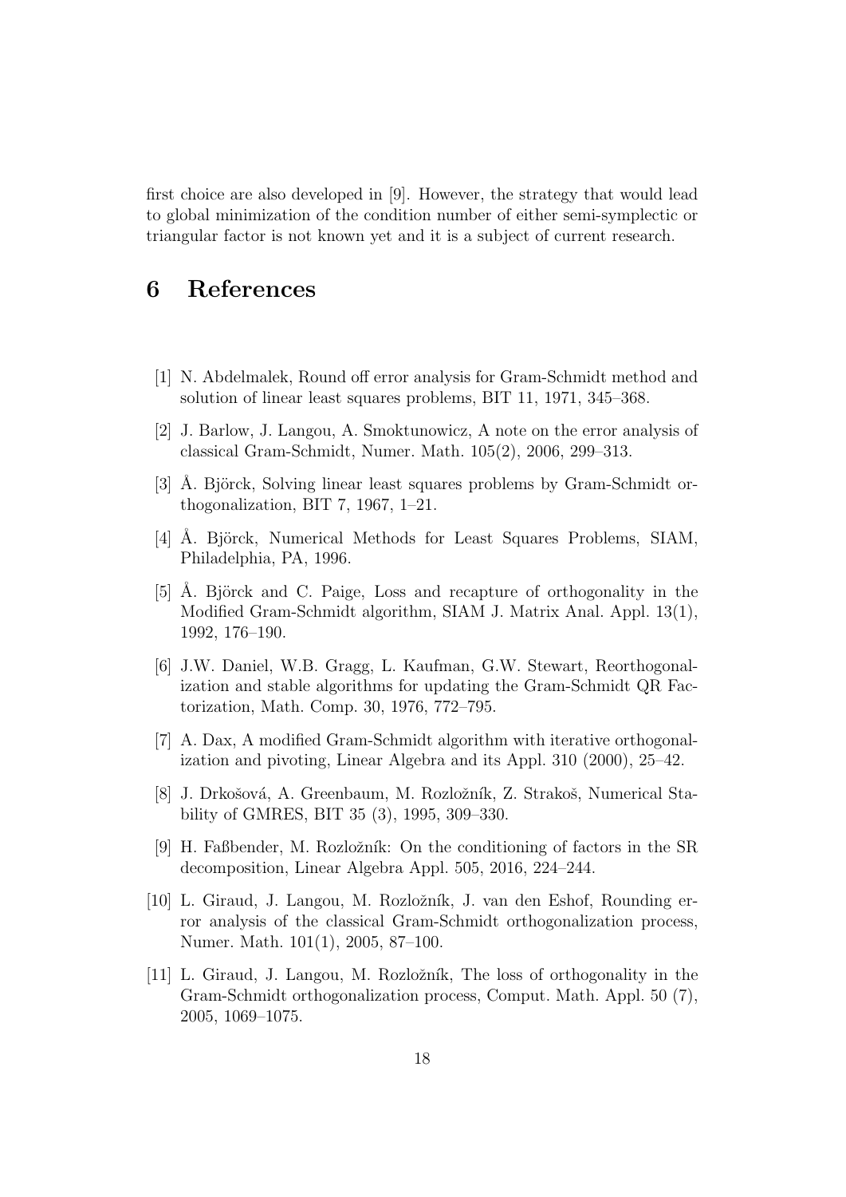first choice are also developed in [9]. However, the strategy that would lead to global minimization of the condition number of either semi-symplectic or triangular factor is not known yet and it is a subject of current research.

# 6 References

[1] N. Abdelmalek, Round off error analysis for Gram-Schmidt method and solution of linear least squares problems, BIT 11, 1971, 345–368.

[2] J. Barlow, J. Langou, A. Smoktunowicz, A note on the error analysis of classical Gram-Schmidt, Numer. Math. 105(2), 2006, 299–313.

[3] Å. Björck, Solving linear least squares problems by Gram-Schmidt orthogonalization, BIT 7, 1967, 1–21.

[4] Å. Björck, Numerical Methods for Least Squares Problems, SIAM, Philadelphia, PA, 1996.

[5] Å. Björck and C. Paige, Loss and recapture of orthogonality in the Modified Gram-Schmidt algorithm, SIAM J. Matrix Anal. Appl. 13(1), 1992, 176–190.

[6] J.W. Daniel, W.B. Gragg, L. Kaufman, G.W. Stewart, Reorthogonalization and stable algorithms for updating the Gram-Schmidt QR Factorization, Math. Comp. 30, 1976, 772–795.

[7] A. Dax, A modified Gram-Schmidt algorithm with iterative orthogonalization and pivoting, Linear Algebra and its Appl. 310 (2000), 25–42.

[8] J. Drkošová, A. Greenbaum, M. Rozložník, Z. Strakoš, Numerical Stability of GMRES, BIT 35 (3), 1995, 309–330.

[9] H. Faßbender, M. Rozložník: On the conditioning of factors in the SR decomposition, Linear Algebra Appl. 505, 2016, 224–244.

[10] L. Giraud, J. Langou, M. Rozložník, J. van den Eshof, Rounding error analysis of the classical Gram-Schmidt orthogonalization process, Numer. Math. 101(1), 2005, 87–100.

[11] L. Giraud, J. Langou, M. Rozložník, The loss of orthogonality in the Gram-Schmidt orthogonalization process, Comput. Math. Appl. 50 (7), 2005, 1069–1075.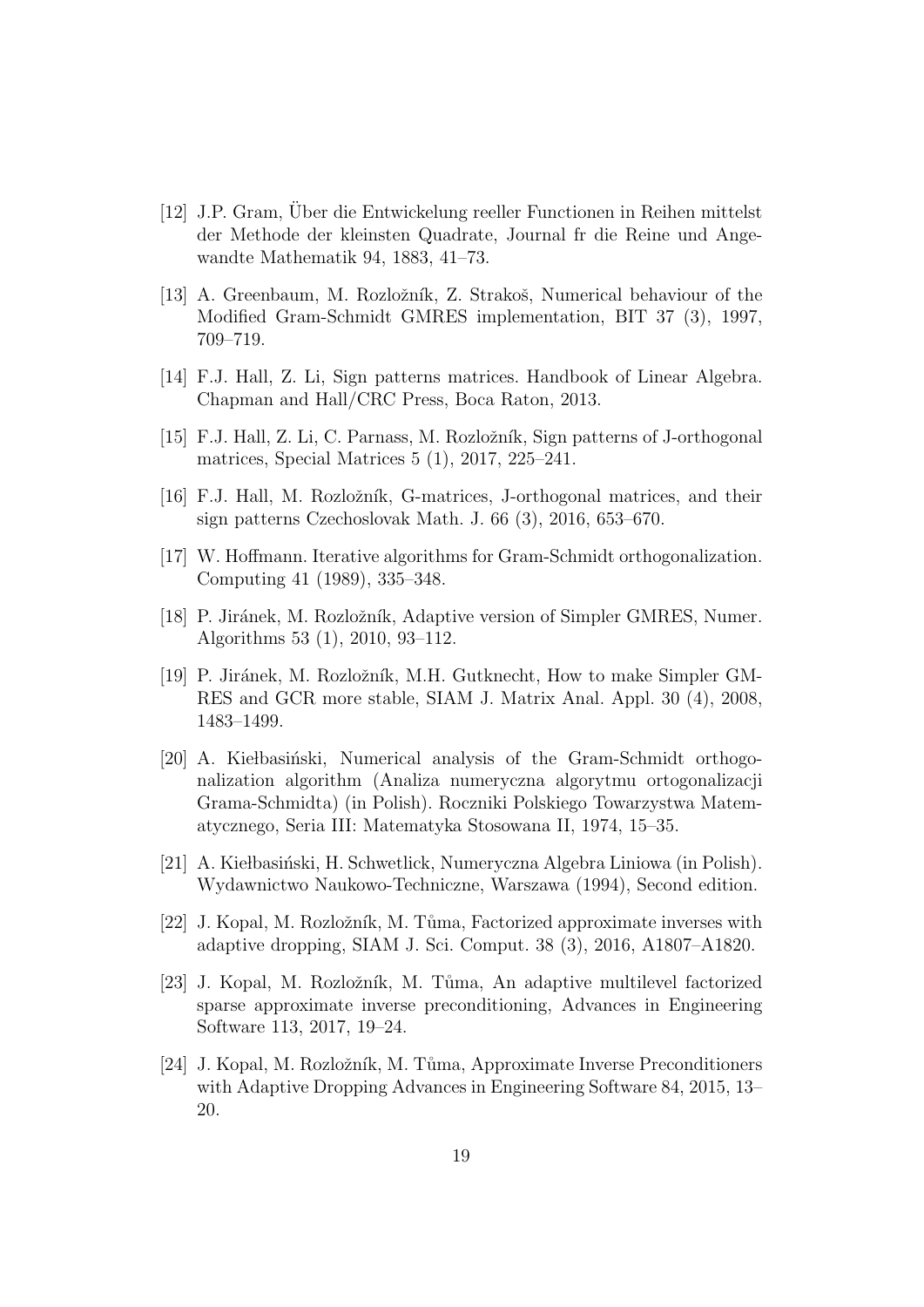[12] J.P. Gram, Über die Entwickelung reeller Functionen in Reihen mittelst der Methode der kleinsten Quadrate, Journal fr die Reine und Angewandte Mathematik 94, 1883, 41–73.

[13] A. Greenbaum, M. Rozložník, Z. Strakoš, Numerical behaviour of the Modified Gram-Schmidt GMRES implementation, BIT 37 (3), 1997, 709–719.

[14] F.J. Hall, Z. Li, Sign patterns matrices. Handbook of Linear Algebra. Chapman and Hall/CRC Press, Boca Raton, 2013.

[15] F.J. Hall, Z. Li, C. Parnass, M. Rozložník, Sign patterns of J-orthogonal matrices, Special Matrices 5 (1), 2017, 225–241.

[16] F.J. Hall, M. Rozložník, G-matrices, J-orthogonal matrices, and their sign patterns Czechoslovak Math. J. 66 (3), 2016, 653–670.

[17] W. Hoffmann. Iterative algorithms for Gram-Schmidt orthogonalization. Computing 41 (1989), 335–348.

[18] P. Jiránek, M. Rozložník, Adaptive version of Simpler GMRES, Numer. Algorithms 53 (1), 2010, 93–112.

[19] P. Jiránek, M. Rozložník, M.H. Gutknecht, How to make Simpler GMRES and GCR more stable, SIAM J. Matrix Anal. Appl. 30 (4), 2008, 1483–1499.

[20] A. Kiełbasiński, Numerical analysis of the Gram-Schmidt orthogonalization algorithm (Analiza numeryczna algorytmu ortogonalizacji Grama-Schmidta) (in Polish). Roczniki Polskiego Towarzystwa Matematycznego, Seria III: Matematyka Stosowana II, 1974, 15–35.

[21] A. Kiełbasiński, H. Schwetlick, Numeryczna Algebra Liniowa (in Polish). Wydawnictwo Naukowo-Techniczne, Warszawa (1994), Second edition.

[22] J. Kopal, M. Rozložník, M. Tůma, Factorized approximate inverses with adaptive dropping, SIAM J. Sci. Comput. 38 (3), 2016, A1807–A1820.

[23] J. Kopal, M. Rozložník, M. Tůma, An adaptive multilevel factorized sparse approximate inverse preconditioning, Advances in Engineering Software 113, 2017, 19–24.

[24] J. Kopal, M. Rozložník, M. Tůma, Approximate Inverse Preconditioners with Adaptive Dropping Advances in Engineering Software 84, 2015, 13–20.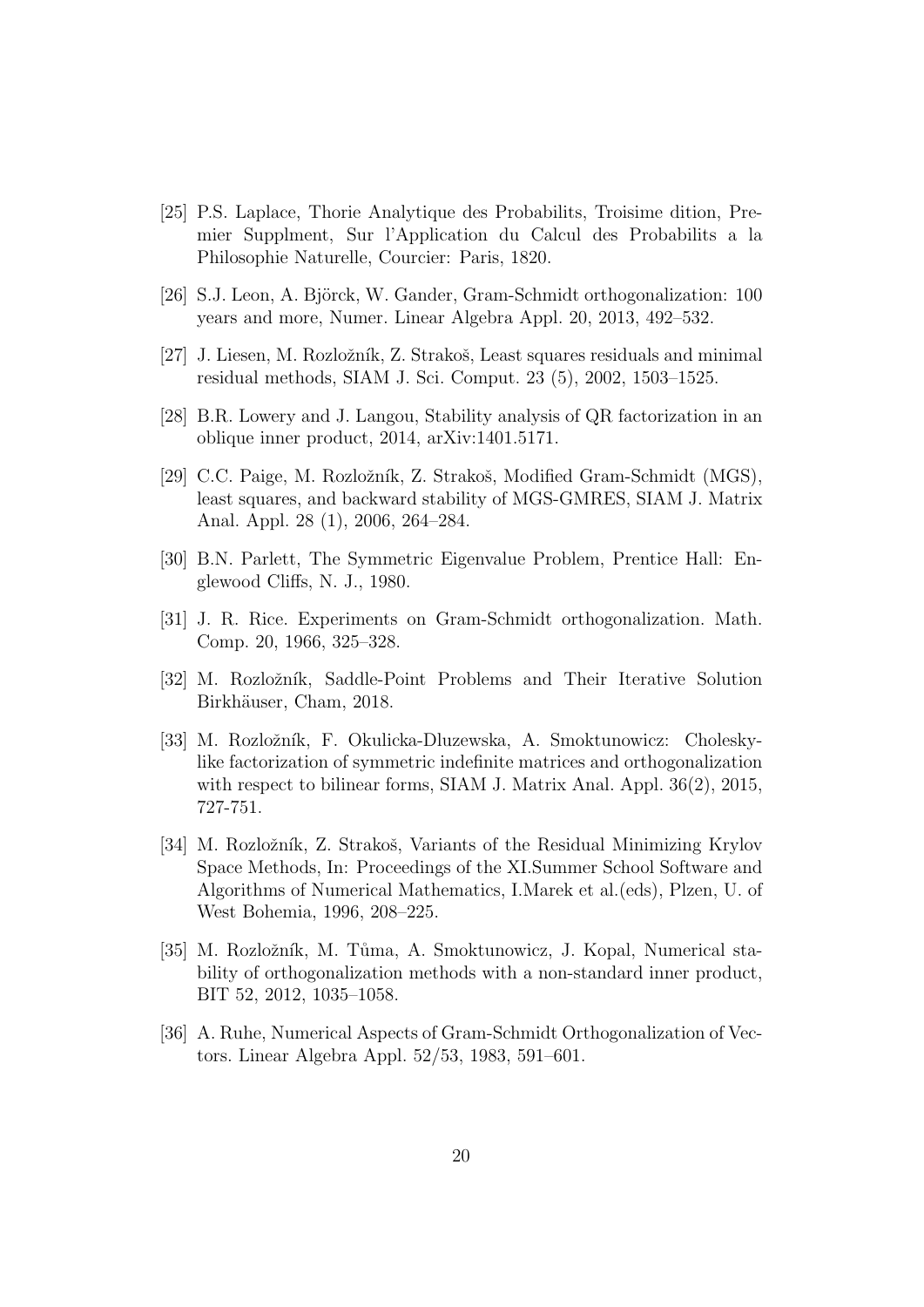[25] P.S. Laplace, Thorie Analytique des Probabilits, Troisime dition, Premier Supplment, Sur l'Application du Calcul des Probabilits a la Philosophie Naturelle, Courcier: Paris, 1820.

[26] S.J. Leon, A. Björck, W. Gander, Gram-Schmidt orthogonalization: 100 years and more, Numer. Linear Algebra Appl. 20, 2013, 492–532.

[27] J. Liesen, M. Rozložník, Z. Strakoš, Least squares residuals and minimal residual methods, SIAM J. Sci. Comput. 23 (5), 2002, 1503–1525.

[28] B.R. Lowery and J. Langou, Stability analysis of QR factorization in an oblique inner product, 2014, arXiv:1401.5171.

[29] C.C. Paige, M. Rozložník, Z. Strakoš, Modified Gram-Schmidt (MGS), least squares, and backward stability of MGS-GMRES, SIAM J. Matrix Anal. Appl. 28 (1), 2006, 264–284.

[30] B.N. Parlett, The Symmetric Eigenvalue Problem, Prentice Hall: Englewood Cliffs, N. J., 1980.

[31] J. R. Rice. Experiments on Gram-Schmidt orthogonalization. Math. Comp. 20, 1966, 325–328.

[32] M. Rozložník, Saddle-Point Problems and Their Iterative Solution Birkhäuser, Cham, 2018.

[33] M. Rozložník, F. Okulicka-Dluzewska, A. Smoktunowicz: Cholesky-like factorization of symmetric indefinite matrices and orthogonalization with respect to bilinear forms, SIAM J. Matrix Anal. Appl. 36(2), 2015, 727-751.

[34] M. Rozložník, Z. Strakoš, Variants of the Residual Minimizing Krylov Space Methods, In: Proceedings of the XI.Summer School Software and Algorithms of Numerical Mathematics, I.Marek et al.(eds), Plzen, U. of West Bohemia, 1996, 208–225.

[35] M. Rozložník, M. Tůma, A. Smoktunowicz, J. Kopal, Numerical stability of orthogonalization methods with a non-standard inner product, BIT 52, 2012, 1035–1058.

[36] A. Ruhe, Numerical Aspects of Gram-Schmidt Orthogonalization of Vectors. Linear Algebra Appl. 52/53, 1983, 591–601.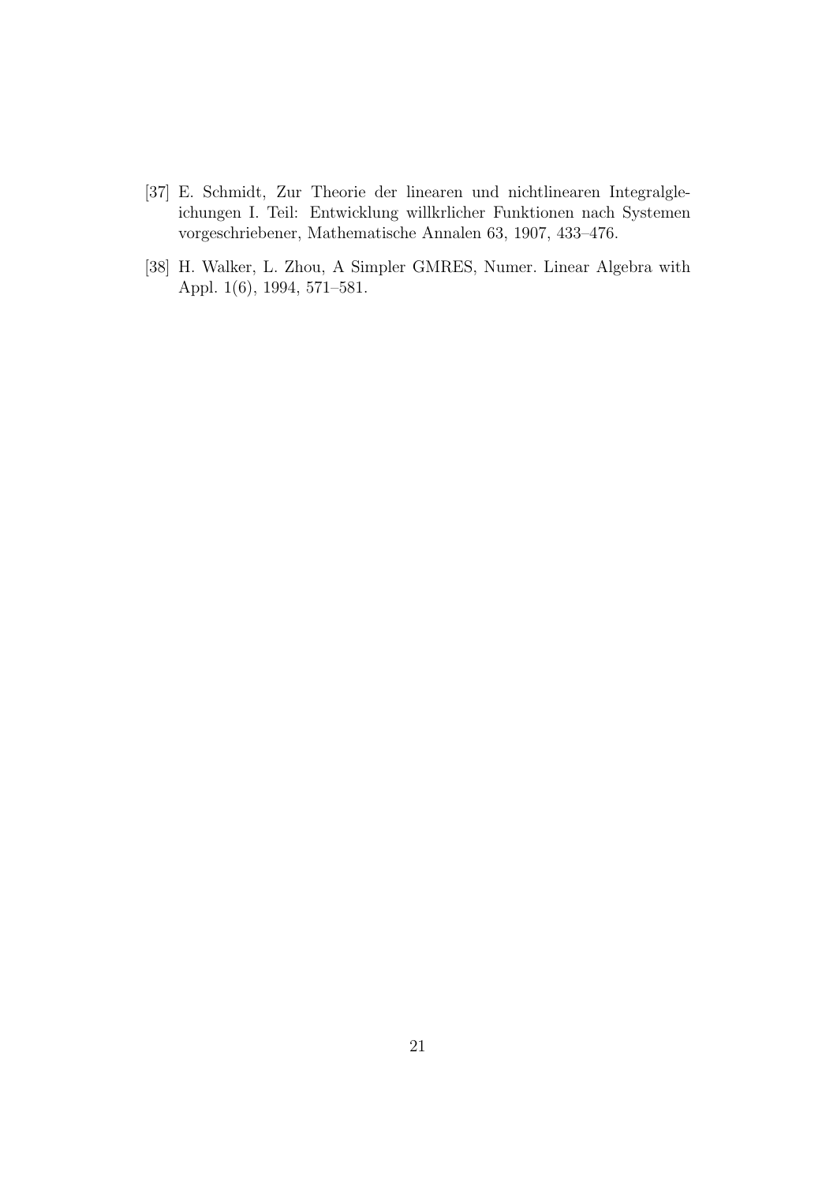[37] E. Schmidt, Zur Theorie der linearen und nichtlinearen Integralgleichungen I. Teil: Entwicklung willkrlicher Funktionen nach Systemen vorgeschriebener, Mathematische Annalen 63, 1907, 433–476.

[38] H. Walker, L. Zhou, A Simpler GMRES, Numer. Linear Algebra with Appl. 1(6), 1994, 571–581.